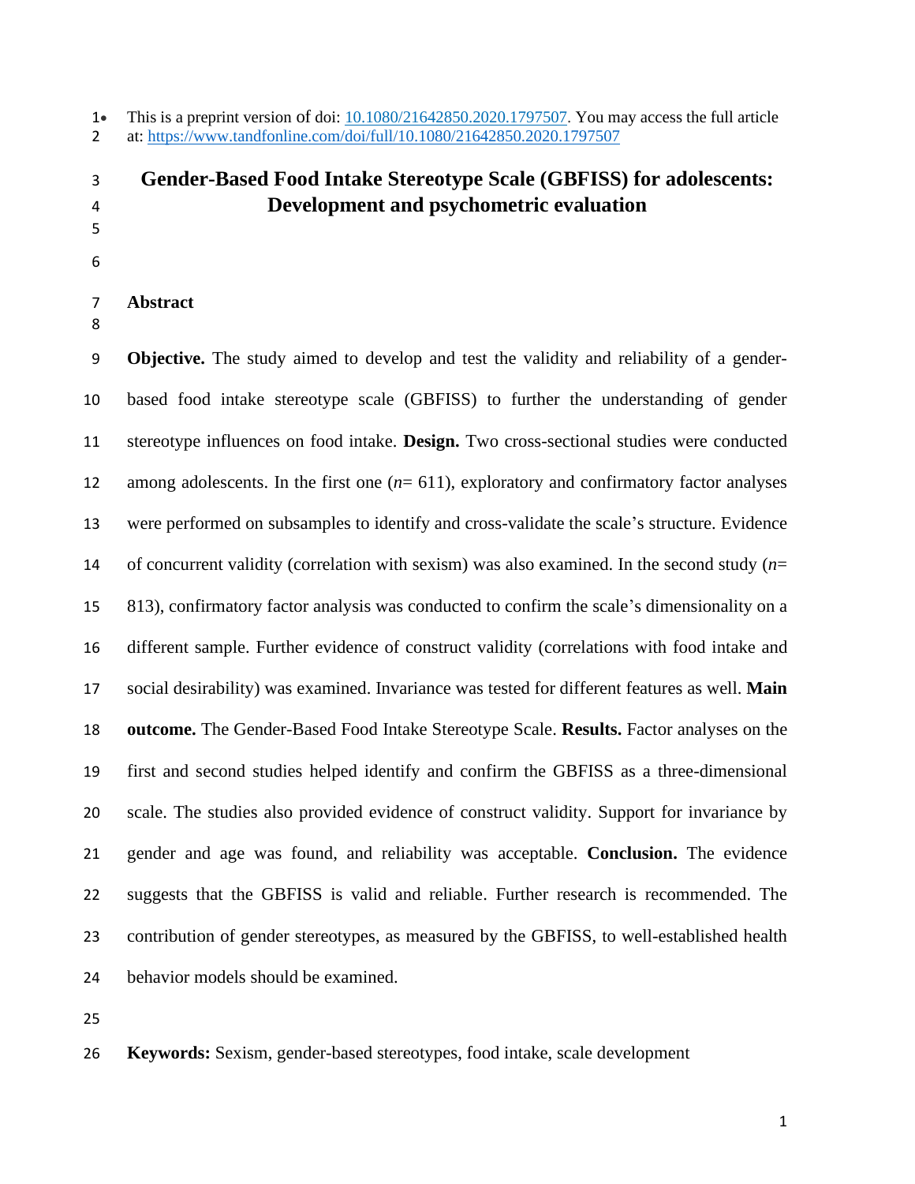This is a preprint version of doi: [10.1080/21642850.2020.1797507](https://doi.org/10.1080/21642850.2020.1797507). You may access the full article at: https://www.tandfonline.com/doi/full/10.1080/21642850.2020.1797507

# Gender-Based Food Intake Stereotype Scale (GBFISS) for adolescents: Development and psychometric evaluation

## Abstract

**Objective.** The study aimed to develop and test the validity and reliability of a gender-based food intake stereotype scale (GBFISS) to further the understanding of gender stereotype influences on food intake. **Design.** Two cross-sectional studies were conducted among adolescents. In the first one (*n*= 611), exploratory and confirmatory factor analyses were performed on subsamples to identify and cross-validate the scale's structure. Evidence of concurrent validity (correlation with sexism) was also examined. In the second study (*n*= 813), confirmatory factor analysis was conducted to confirm the scale's dimensionality on a different sample. Further evidence of construct validity (correlations with food intake and social desirability) was examined. Invariance was tested for different features as well. **Main outcome.** The Gender-Based Food Intake Stereotype Scale. **Results.** Factor analyses on the first and second studies helped identify and confirm the GBFISS as a three-dimensional scale. The studies also provided evidence of construct validity. Support for invariance by gender and age was found, and reliability was acceptable. **Conclusion.** The evidence suggests that the GBFISS is valid and reliable. Further research is recommended. The contribution of gender stereotypes, as measured by the GBFISS, to well-established health behavior models should be examined.

**Keywords:** Sexism, gender-based stereotypes, food intake, scale development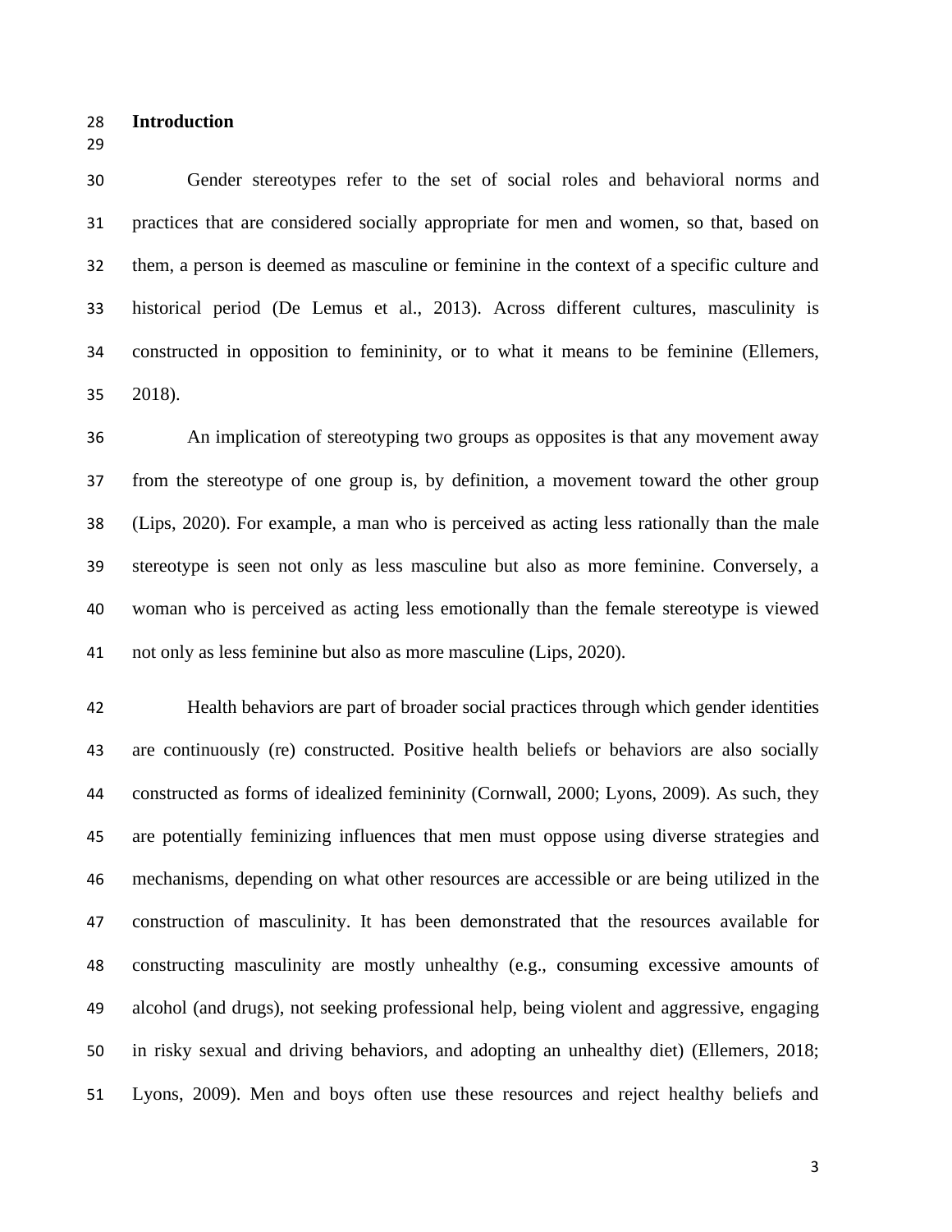## Introduction

Gender stereotypes refer to the set of social roles and behavioral norms and practices that are considered socially appropriate for men and women, so that, based on them, a person is deemed as masculine or feminine in the context of a specific culture and historical period (De Lemus et al., 2013). Across different cultures, masculinity is constructed in opposition to femininity, or to what it means to be feminine (Ellemers, 2018).

An implication of stereotyping two groups as opposites is that any movement away from the stereotype of one group is, by definition, a movement toward the other group (Lips, 2020). For example, a man who is perceived as acting less rationally than the male stereotype is seen not only as less masculine but also as more feminine. Conversely, a woman who is perceived as acting less emotionally than the female stereotype is viewed not only as less feminine but also as more masculine (Lips, 2020).

Health behaviors are part of broader social practices through which gender identities are continuously (re) constructed. Positive health beliefs or behaviors are also socially constructed as forms of idealized femininity (Cornwall, 2000; Lyons, 2009). As such, they are potentially feminizing influences that men must oppose using diverse strategies and mechanisms, depending on what other resources are accessible or are being utilized in the construction of masculinity. It has been demonstrated that the resources available for constructing masculinity are mostly unhealthy (e.g., consuming excessive amounts of alcohol (and drugs), not seeking professional help, being violent and aggressive, engaging in risky sexual and driving behaviors, and adopting an unhealthy diet) (Ellemers, 2018; Lyons, 2009). Men and boys often use these resources and reject healthy beliefs and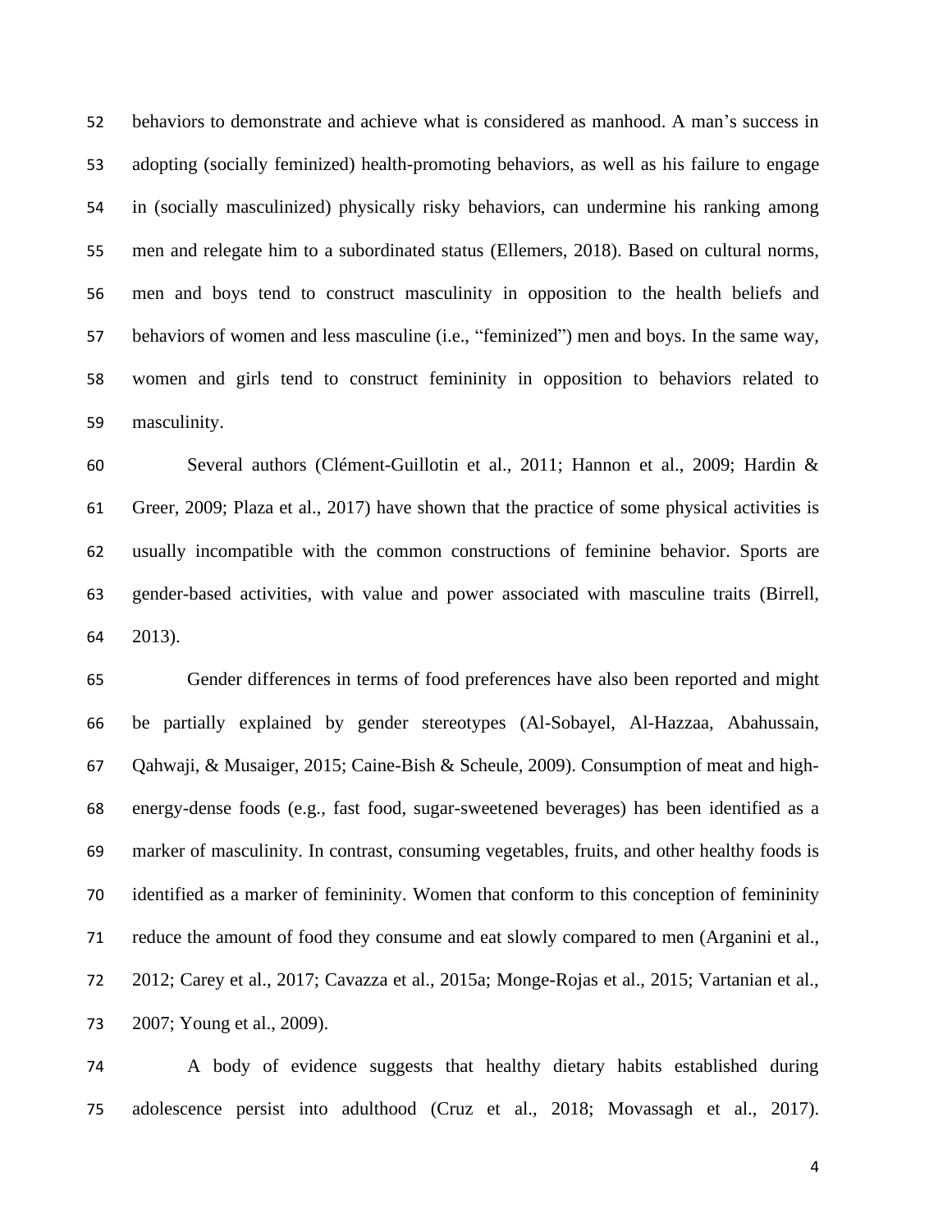behaviors to demonstrate and achieve what is considered as manhood. A man's success in adopting (socially feminized) health-promoting behaviors, as well as his failure to engage in (socially masculinized) physically risky behaviors, can undermine his ranking among men and relegate him to a subordinated status (Ellemers, 2018). Based on cultural norms, men and boys tend to construct masculinity in opposition to the health beliefs and behaviors of women and less masculine (i.e., "feminized") men and boys. In the same way, women and girls tend to construct femininity in opposition to behaviors related to masculinity.

Several authors (Clément-Guillotin et al., 2011; Hannon et al., 2009; Hardin & Greer, 2009; Plaza et al., 2017) have shown that the practice of some physical activities is usually incompatible with the common constructions of feminine behavior. Sports are gender-based activities, with value and power associated with masculine traits (Birrell, 2013).

Gender differences in terms of food preferences have also been reported and might be partially explained by gender stereotypes (Al-Sobayel, Al-Hazzaa, Abahussain, Qahwaji, & Musaiger, 2015; Caine-Bish & Scheule, 2009). Consumption of meat and high-energy-dense foods (e.g., fast food, sugar-sweetened beverages) has been identified as a marker of masculinity. In contrast, consuming vegetables, fruits, and other healthy foods is identified as a marker of femininity. Women that conform to this conception of femininity reduce the amount of food they consume and eat slowly compared to men (Arganini et al., 2012; Carey et al., 2017; Cavazza et al., 2015a; Monge-Rojas et al., 2015; Vartanian et al., 2007; Young et al., 2009).

A body of evidence suggests that healthy dietary habits established during adolescence persist into adulthood (Cruz et al., 2018; Movassagh et al., 2017).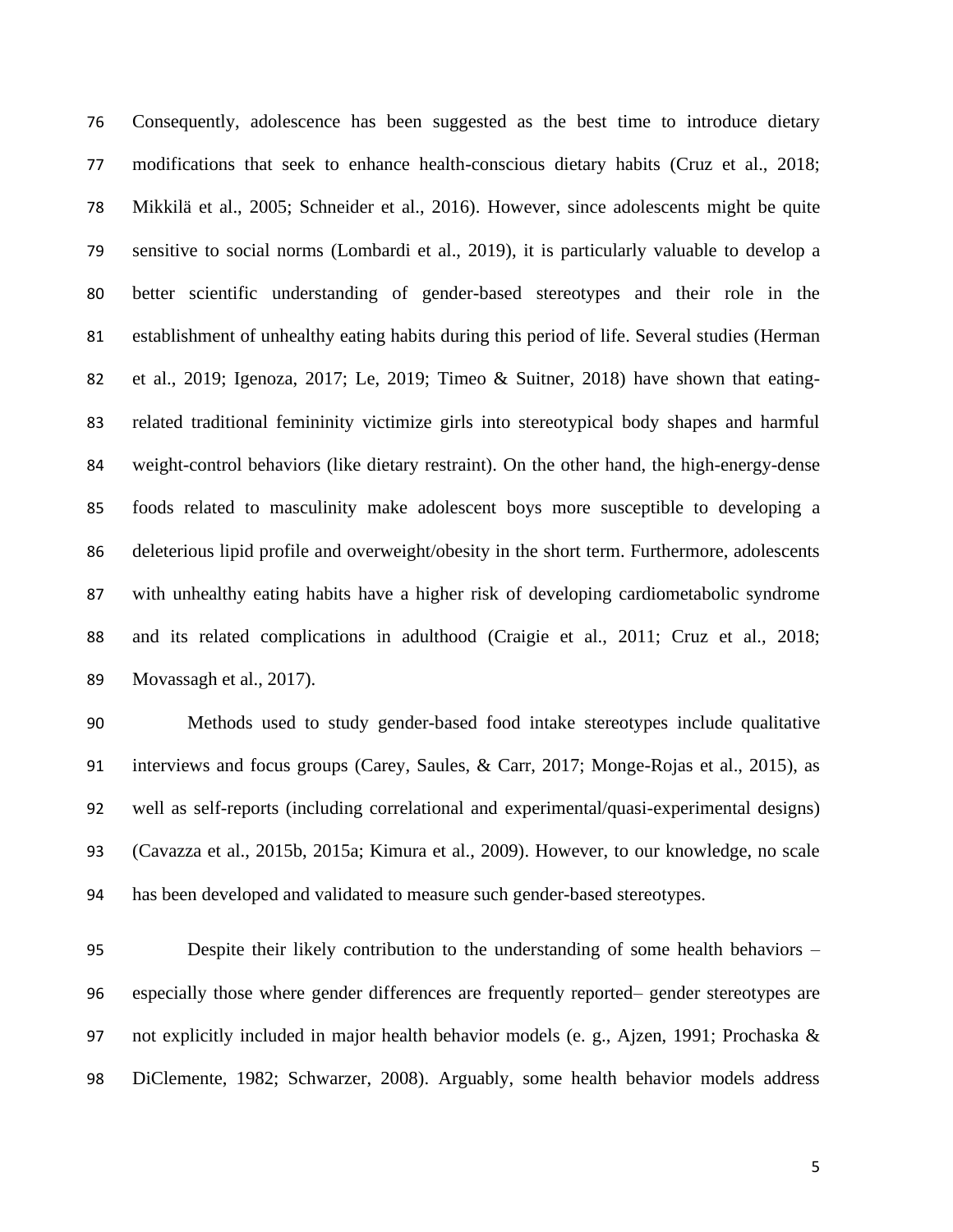Consequently, adolescence has been suggested as the best time to introduce dietary modifications that seek to enhance health-conscious dietary habits (Cruz et al., 2018; Mikkilä et al., 2005; Schneider et al., 2016). However, since adolescents might be quite sensitive to social norms (Lombardi et al., 2019), it is particularly valuable to develop a better scientific understanding of gender-based stereotypes and their role in the establishment of unhealthy eating habits during this period of life. Several studies (Herman et al., 2019; Igenoza, 2017; Le, 2019; Timeo & Suitner, 2018) have shown that eating-related traditional femininity victimize girls into stereotypical body shapes and harmful weight-control behaviors (like dietary restraint). On the other hand, the high-energy-dense foods related to masculinity make adolescent boys more susceptible to developing a deleterious lipid profile and overweight/obesity in the short term. Furthermore, adolescents with unhealthy eating habits have a higher risk of developing cardiometabolic syndrome and its related complications in adulthood (Craigie et al., 2011; Cruz et al., 2018; Movassagh et al., 2017).

Methods used to study gender-based food intake stereotypes include qualitative interviews and focus groups (Carey, Saules, & Carr, 2017; Monge-Rojas et al., 2015), as well as self-reports (including correlational and experimental/quasi-experimental designs) (Cavazza et al., 2015b, 2015a; Kimura et al., 2009). However, to our knowledge, no scale has been developed and validated to measure such gender-based stereotypes.

Despite their likely contribution to the understanding of some health behaviors – especially those where gender differences are frequently reported– gender stereotypes are not explicitly included in major health behavior models (e. g., Ajzen, 1991; Prochaska & DiClemente, 1982; Schwarzer, 2008). Arguably, some health behavior models address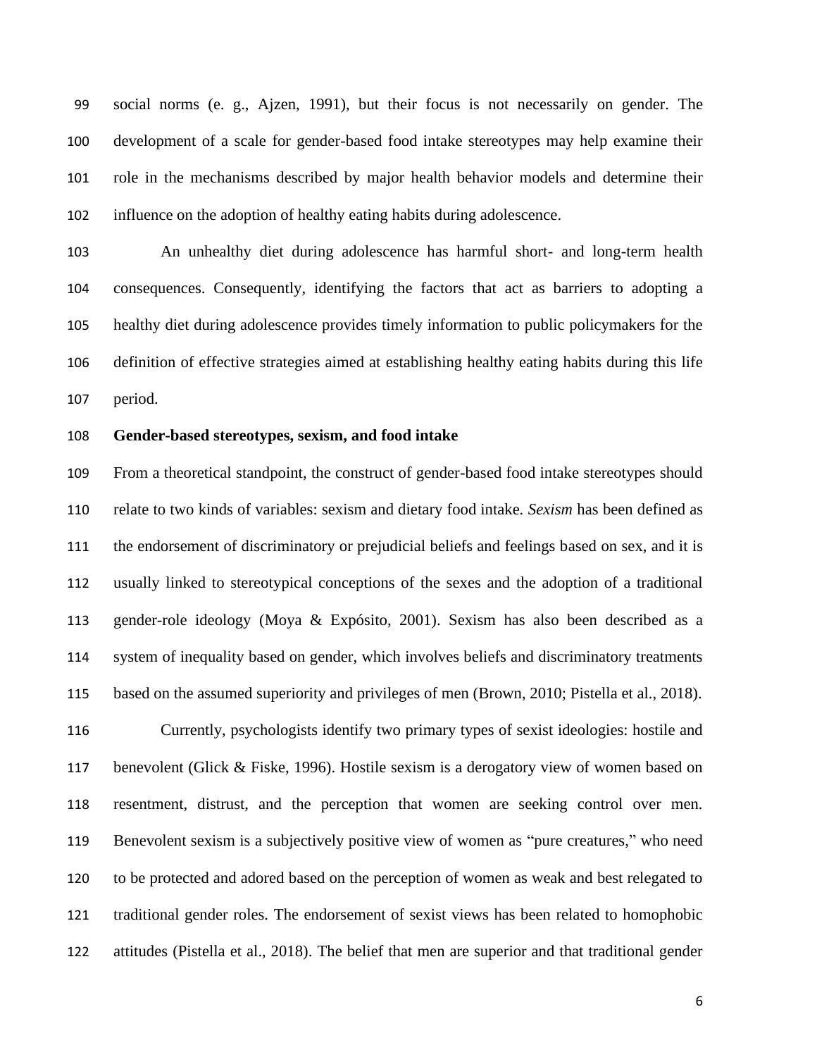social norms (e. g., Ajzen, 1991), but their focus is not necessarily on gender. The development of a scale for gender-based food intake stereotypes may help examine their role in the mechanisms described by major health behavior models and determine their influence on the adoption of healthy eating habits during adolescence.

An unhealthy diet during adolescence has harmful short- and long-term health consequences. Consequently, identifying the factors that act as barriers to adopting a healthy diet during adolescence provides timely information to public policymakers for the definition of effective strategies aimed at establishing healthy eating habits during this life period.

**Gender-based stereotypes, sexism, and food intake**

From a theoretical standpoint, the construct of gender-based food intake stereotypes should relate to two kinds of variables: sexism and dietary food intake. *Sexism* has been defined as the endorsement of discriminatory or prejudicial beliefs and feelings based on sex, and it is usually linked to stereotypical conceptions of the sexes and the adoption of a traditional gender-role ideology (Moya & Expósito, 2001). Sexism has also been described as a system of inequality based on gender, which involves beliefs and discriminatory treatments based on the assumed superiority and privileges of men (Brown, 2010; Pistella et al., 2018).

Currently, psychologists identify two primary types of sexist ideologies: hostile and benevolent (Glick & Fiske, 1996). Hostile sexism is a derogatory view of women based on resentment, distrust, and the perception that women are seeking control over men. Benevolent sexism is a subjectively positive view of women as "pure creatures," who need to be protected and adored based on the perception of women as weak and best relegated to traditional gender roles. The endorsement of sexist views has been related to homophobic attitudes (Pistella et al., 2018). The belief that men are superior and that traditional gender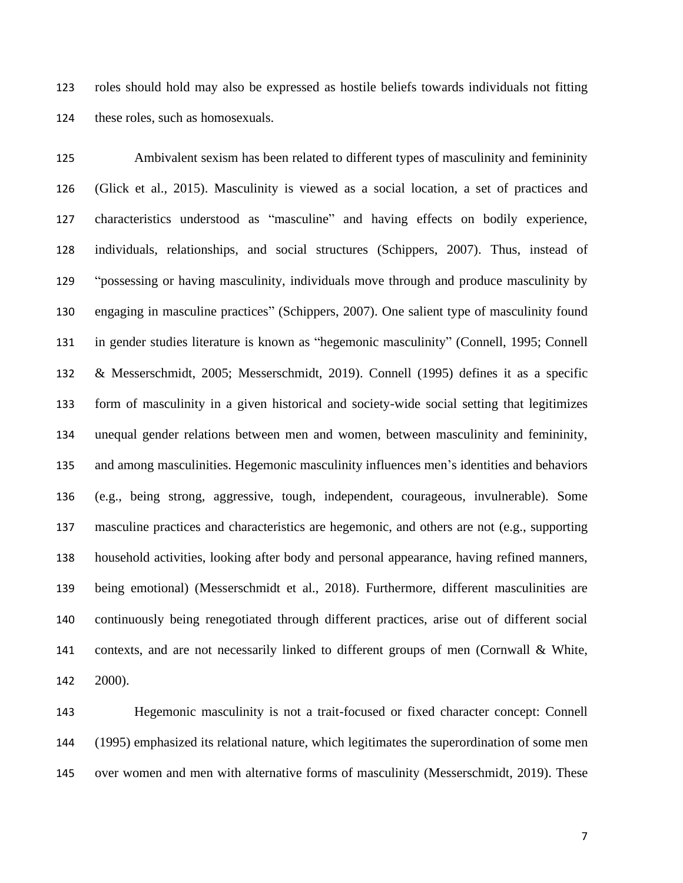roles should hold may also be expressed as hostile beliefs towards individuals not fitting these roles, such as homosexuals.

Ambivalent sexism has been related to different types of masculinity and femininity (Glick et al., 2015). Masculinity is viewed as a social location, a set of practices and characteristics understood as "masculine" and having effects on bodily experience, individuals, relationships, and social structures (Schippers, 2007). Thus, instead of "possessing or having masculinity, individuals move through and produce masculinity by engaging in masculine practices" (Schippers, 2007). One salient type of masculinity found in gender studies literature is known as "hegemonic masculinity" (Connell, 1995; Connell & Messerschmidt, 2005; Messerschmidt, 2019). Connell (1995) defines it as a specific form of masculinity in a given historical and society-wide social setting that legitimizes unequal gender relations between men and women, between masculinity and femininity, and among masculinities. Hegemonic masculinity influences men's identities and behaviors (e.g., being strong, aggressive, tough, independent, courageous, invulnerable). Some masculine practices and characteristics are hegemonic, and others are not (e.g., supporting household activities, looking after body and personal appearance, having refined manners, being emotional) (Messerschmidt et al., 2018). Furthermore, different masculinities are continuously being renegotiated through different practices, arise out of different social contexts, and are not necessarily linked to different groups of men (Cornwall & White, 2000).

Hegemonic masculinity is not a trait-focused or fixed character concept: Connell (1995) emphasized its relational nature, which legitimates the superordination of some men over women and men with alternative forms of masculinity (Messerschmidt, 2019). These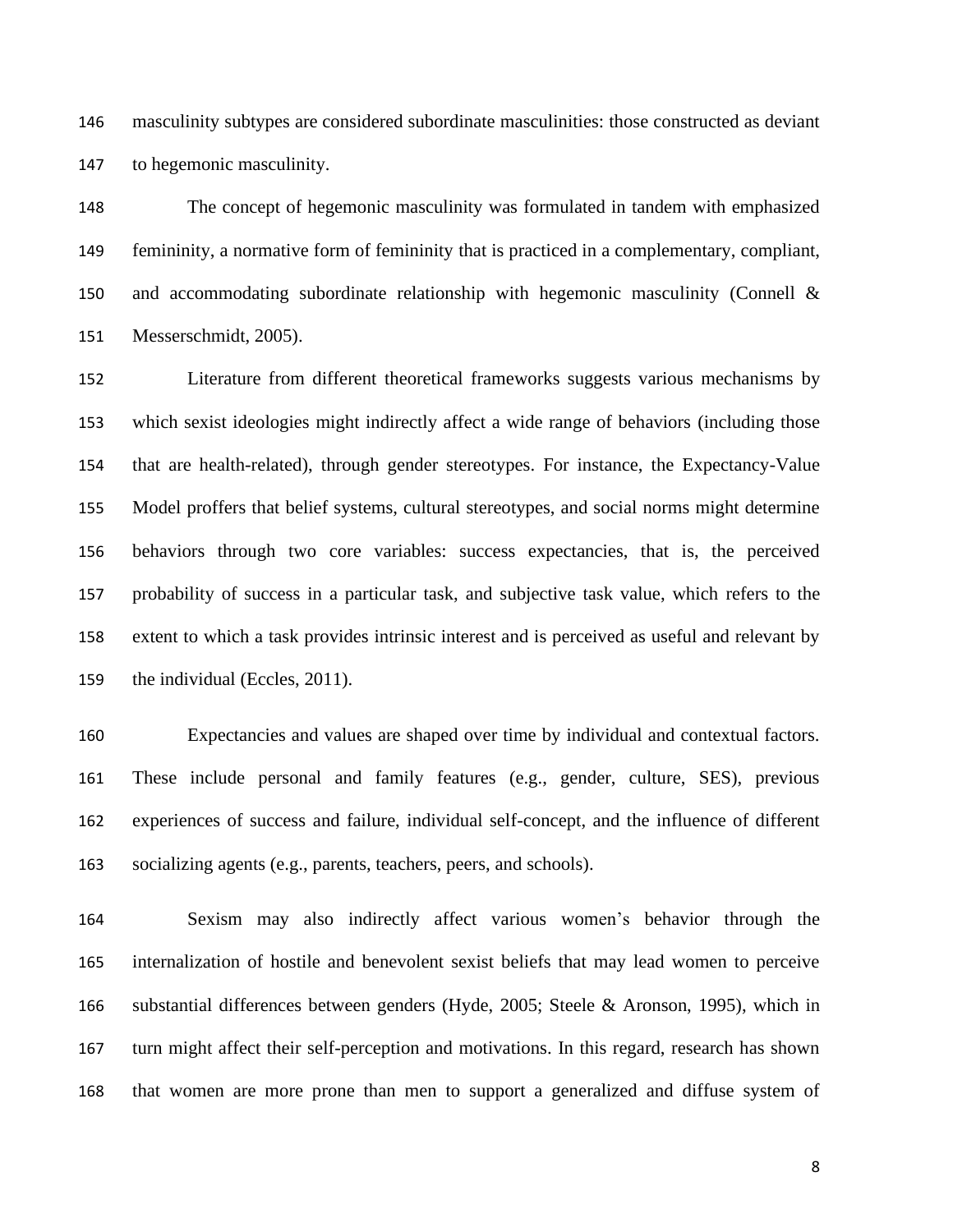masculinity subtypes are considered subordinate masculinities: those constructed as deviant to hegemonic masculinity.

The concept of hegemonic masculinity was formulated in tandem with emphasized femininity, a normative form of femininity that is practiced in a complementary, compliant, and accommodating subordinate relationship with hegemonic masculinity (Connell & Messerschmidt, 2005).

Literature from different theoretical frameworks suggests various mechanisms by which sexist ideologies might indirectly affect a wide range of behaviors (including those that are health-related), through gender stereotypes. For instance, the Expectancy-Value Model proffers that belief systems, cultural stereotypes, and social norms might determine behaviors through two core variables: success expectancies, that is, the perceived probability of success in a particular task, and subjective task value, which refers to the extent to which a task provides intrinsic interest and is perceived as useful and relevant by the individual (Eccles, 2011).

Expectancies and values are shaped over time by individual and contextual factors. These include personal and family features (e.g., gender, culture, SES), previous experiences of success and failure, individual self-concept, and the influence of different socializing agents (e.g., parents, teachers, peers, and schools).

Sexism may also indirectly affect various women's behavior through the internalization of hostile and benevolent sexist beliefs that may lead women to perceive substantial differences between genders (Hyde, 2005; Steele & Aronson, 1995), which in turn might affect their self-perception and motivations. In this regard, research has shown that women are more prone than men to support a generalized and diffuse system of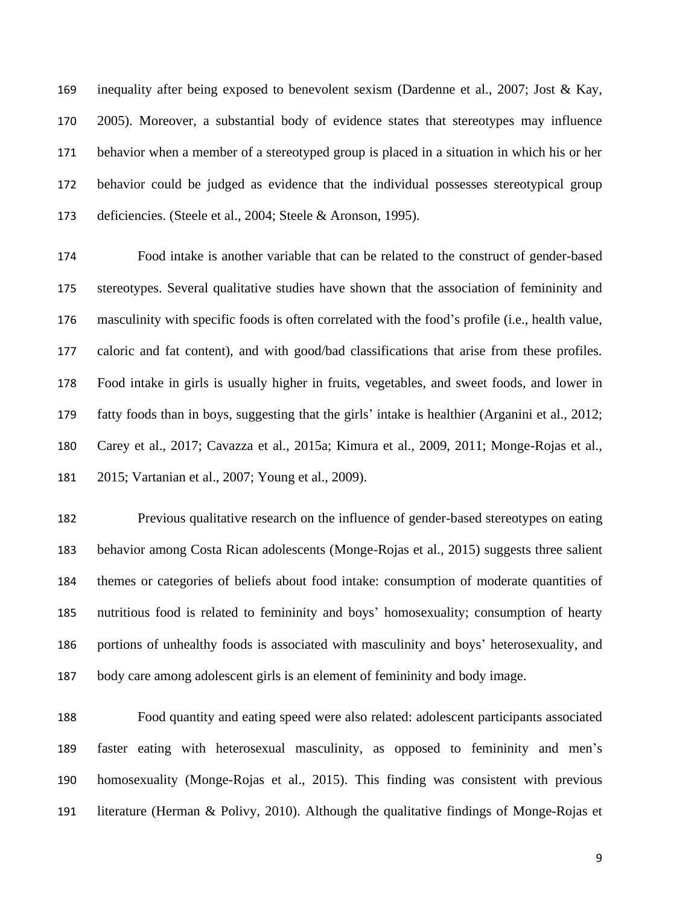inequality after being exposed to benevolent sexism (Dardenne et al., 2007; Jost & Kay, 2005). Moreover, a substantial body of evidence states that stereotypes may influence behavior when a member of a stereotyped group is placed in a situation in which his or her behavior could be judged as evidence that the individual possesses stereotypical group deficiencies. (Steele et al., 2004; Steele & Aronson, 1995).

Food intake is another variable that can be related to the construct of gender-based stereotypes. Several qualitative studies have shown that the association of femininity and masculinity with specific foods is often correlated with the food's profile (i.e., health value, caloric and fat content), and with good/bad classifications that arise from these profiles. Food intake in girls is usually higher in fruits, vegetables, and sweet foods, and lower in fatty foods than in boys, suggesting that the girls' intake is healthier (Arganini et al., 2012; Carey et al., 2017; Cavazza et al., 2015a; Kimura et al., 2009, 2011; Monge-Rojas et al., 2015; Vartanian et al., 2007; Young et al., 2009).

Previous qualitative research on the influence of gender-based stereotypes on eating behavior among Costa Rican adolescents (Monge-Rojas et al., 2015) suggests three salient themes or categories of beliefs about food intake: consumption of moderate quantities of nutritious food is related to femininity and boys' homosexuality; consumption of hearty portions of unhealthy foods is associated with masculinity and boys' heterosexuality, and body care among adolescent girls is an element of femininity and body image.

Food quantity and eating speed were also related: adolescent participants associated faster eating with heterosexual masculinity, as opposed to femininity and men's homosexuality (Monge-Rojas et al., 2015). This finding was consistent with previous literature (Herman & Polivy, 2010). Although the qualitative findings of Monge-Rojas et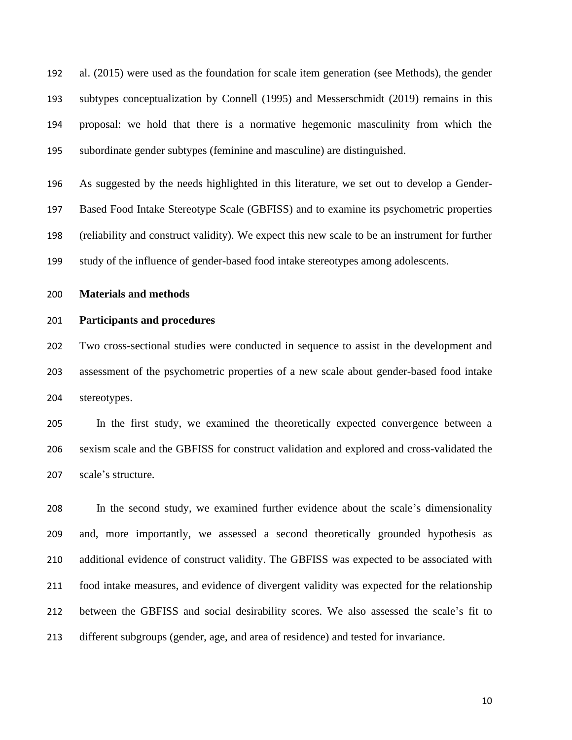al. (2015) were used as the foundation for scale item generation (see Methods), the gender subtypes conceptualization by Connell (1995) and Messerschmidt (2019) remains in this proposal: we hold that there is a normative hegemonic masculinity from which the subordinate gender subtypes (feminine and masculine) are distinguished.

As suggested by the needs highlighted in this literature, we set out to develop a Gender-Based Food Intake Stereotype Scale (GBFISS) and to examine its psychometric properties (reliability and construct validity). We expect this new scale to be an instrument for further study of the influence of gender-based food intake stereotypes among adolescents.

## Materials and methods

### Participants and procedures

Two cross-sectional studies were conducted in sequence to assist in the development and assessment of the psychometric properties of a new scale about gender-based food intake stereotypes.

In the first study, we examined the theoretically expected convergence between a sexism scale and the GBFISS for construct validation and explored and cross-validated the scale's structure.

In the second study, we examined further evidence about the scale's dimensionality and, more importantly, we assessed a second theoretically grounded hypothesis as additional evidence of construct validity. The GBFISS was expected to be associated with food intake measures, and evidence of divergent validity was expected for the relationship between the GBFISS and social desirability scores. We also assessed the scale's fit to different subgroups (gender, age, and area of residence) and tested for invariance.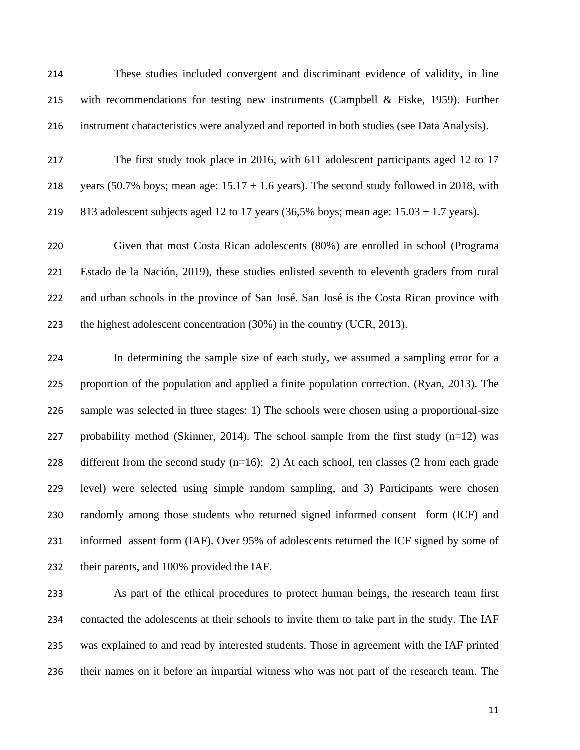These studies included convergent and discriminant evidence of validity, in line with recommendations for testing new instruments (Campbell & Fiske, 1959). Further instrument characteristics were analyzed and reported in both studies (see Data Analysis).

The first study took place in 2016, with 611 adolescent participants aged 12 to 17 years (50.7% boys; mean age: 15.17 ± 1.6 years). The second study followed in 2018, with 813 adolescent subjects aged 12 to 17 years (36,5% boys; mean age: 15.03 ± 1.7 years).

Given that most Costa Rican adolescents (80%) are enrolled in school (Programa Estado de la Nación, 2019), these studies enlisted seventh to eleventh graders from rural and urban schools in the province of San José. San José is the Costa Rican province with the highest adolescent concentration (30%) in the country (UCR, 2013).

In determining the sample size of each study, we assumed a sampling error for a proportion of the population and applied a finite population correction. (Ryan, 2013). The sample was selected in three stages: 1) The schools were chosen using a proportional-size probability method (Skinner, 2014). The school sample from the first study (n=12) was different from the second study (n=16); 2) At each school, ten classes (2 from each grade level) were selected using simple random sampling, and 3) Participants were chosen randomly among those students who returned signed informed consent form (ICF) and informed assent form (IAF). Over 95% of adolescents returned the ICF signed by some of their parents, and 100% provided the IAF.

As part of the ethical procedures to protect human beings, the research team first contacted the adolescents at their schools to invite them to take part in the study. The IAF was explained to and read by interested students. Those in agreement with the IAF printed their names on it before an impartial witness who was not part of the research team. The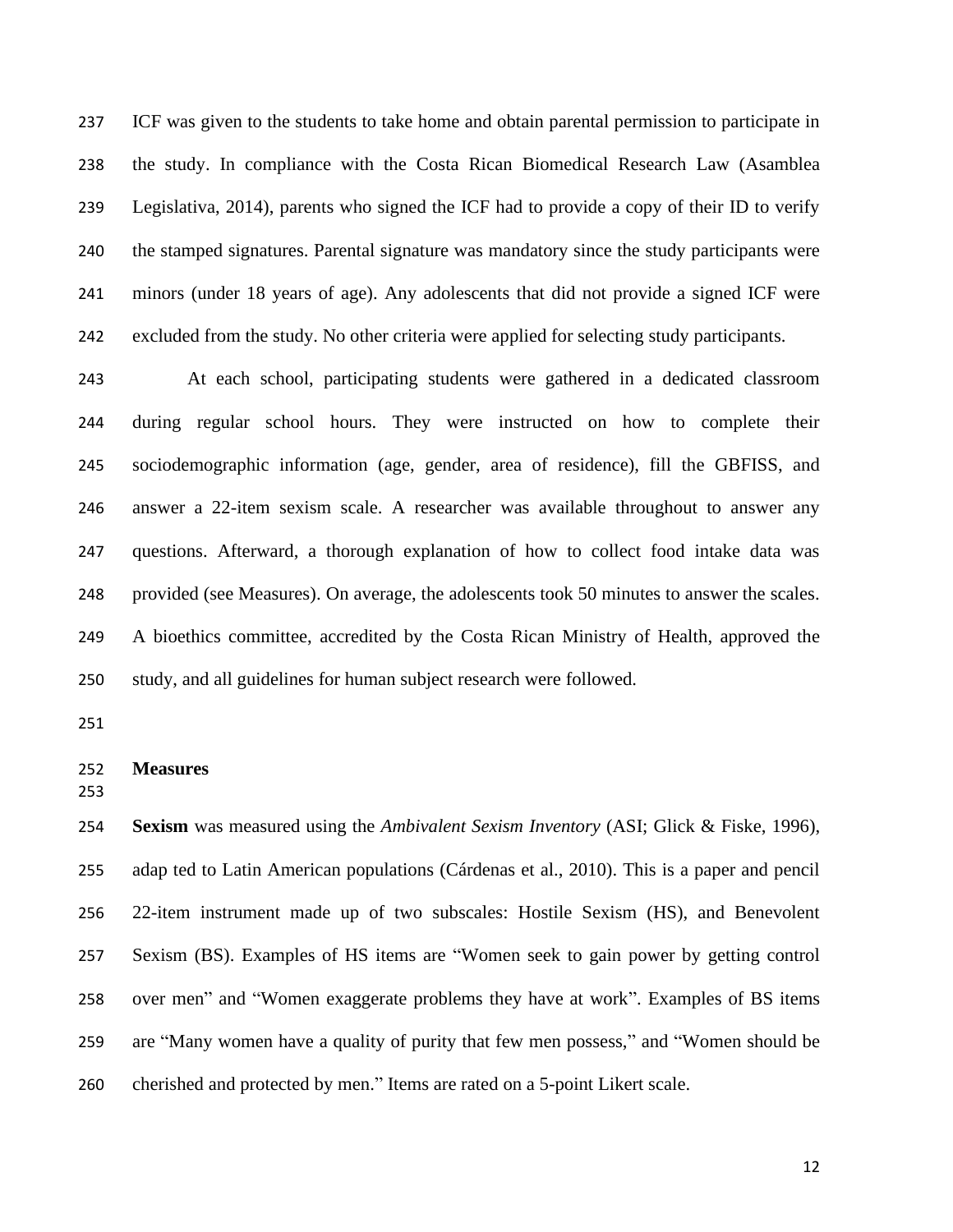ICF was given to the students to take home and obtain parental permission to participate in the study. In compliance with the Costa Rican Biomedical Research Law (Asamblea Legislativa, 2014), parents who signed the ICF had to provide a copy of their ID to verify the stamped signatures. Parental signature was mandatory since the study participants were minors (under 18 years of age). Any adolescents that did not provide a signed ICF were excluded from the study. No other criteria were applied for selecting study participants.

At each school, participating students were gathered in a dedicated classroom during regular school hours. They were instructed on how to complete their sociodemographic information (age, gender, area of residence), fill the GBFISS, and answer a 22-item sexism scale. A researcher was available throughout to answer any questions. Afterward, a thorough explanation of how to collect food intake data was provided (see Measures). On average, the adolescents took 50 minutes to answer the scales. A bioethics committee, accredited by the Costa Rican Ministry of Health, approved the study, and all guidelines for human subject research were followed.

## Measures

**Sexism** was measured using the *Ambivalent Sexism Inventory* (ASI; Glick & Fiske, 1996), adap ted to Latin American populations (Cárdenas et al., 2010). This is a paper and pencil 22-item instrument made up of two subscales: Hostile Sexism (HS), and Benevolent Sexism (BS). Examples of HS items are "Women seek to gain power by getting control over men" and "Women exaggerate problems they have at work". Examples of BS items are "Many women have a quality of purity that few men possess," and "Women should be cherished and protected by men." Items are rated on a 5-point Likert scale.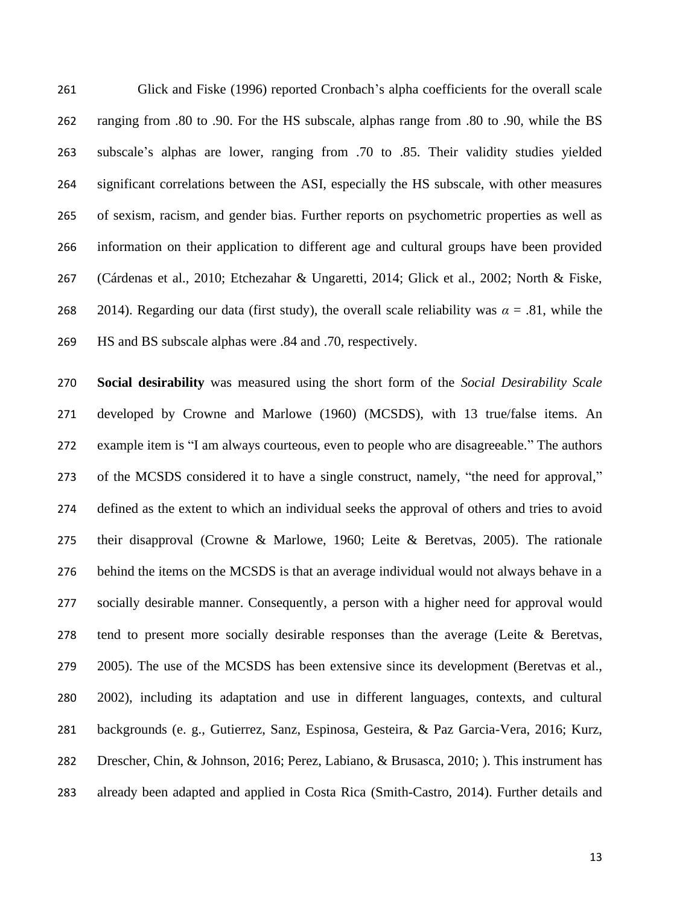Glick and Fiske (1996) reported Cronbach's alpha coefficients for the overall scale ranging from .80 to .90. For the HS subscale, alphas range from .80 to .90, while the BS subscale's alphas are lower, ranging from .70 to .85. Their validity studies yielded significant correlations between the ASI, especially the HS subscale, with other measures of sexism, racism, and gender bias. Further reports on psychometric properties as well as information on their application to different age and cultural groups have been provided (Cárdenas et al., 2010; Etchezahar & Ungaretti, 2014; Glick et al., 2002; North & Fiske, 2014). Regarding our data (first study), the overall scale reliability was $\alpha$ = .81, while the HS and BS subscale alphas were .84 and .70, respectively.

**Social desirability** was measured using the short form of the *Social Desirability Scale* developed by Crowne and Marlowe (1960) (MCSDS), with 13 true/false items. An example item is "I am always courteous, even to people who are disagreeable." The authors of the MCSDS considered it to have a single construct, namely, "the need for approval," defined as the extent to which an individual seeks the approval of others and tries to avoid their disapproval (Crowne & Marlowe, 1960; Leite & Beretvas, 2005). The rationale behind the items on the MCSDS is that an average individual would not always behave in a socially desirable manner. Consequently, a person with a higher need for approval would tend to present more socially desirable responses than the average (Leite & Beretvas, 2005). The use of the MCSDS has been extensive since its development (Beretvas et al., 2002), including its adaptation and use in different languages, contexts, and cultural backgrounds (e. g., Gutierrez, Sanz, Espinosa, Gesteira, & Paz Garcia-Vera, 2016; Kurz, Drescher, Chin, & Johnson, 2016; Perez, Labiano, & Brusasca, 2010; ). This instrument has already been adapted and applied in Costa Rica (Smith-Castro, 2014). Further details and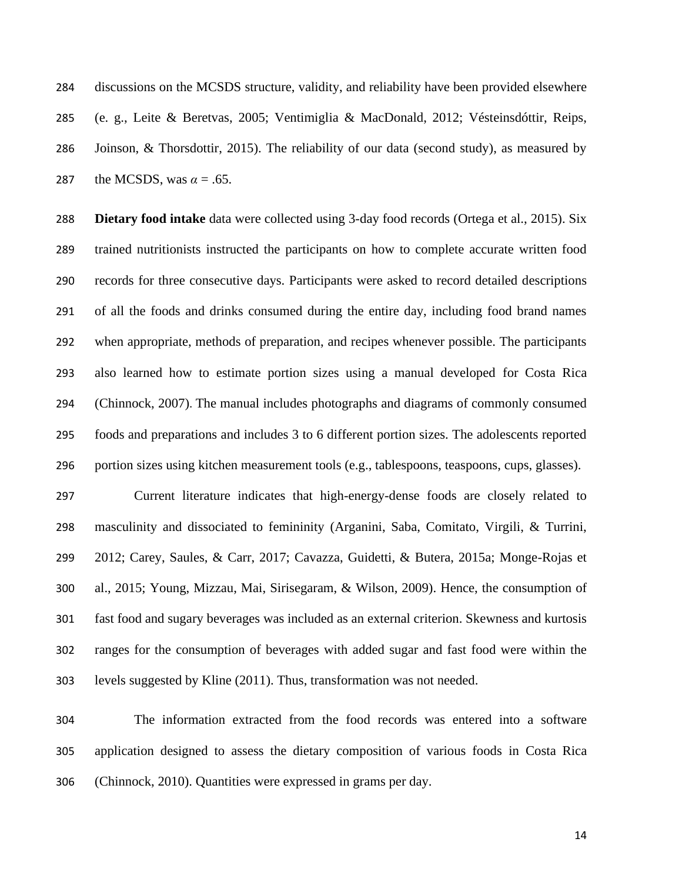discussions on the MCSDS structure, validity, and reliability have been provided elsewhere (e. g., Leite & Beretvas, 2005; Ventimiglia & MacDonald, 2012; Vésteinsdóttir, Reips, Joinson, & Thorsdottir, 2015). The reliability of our data (second study), as measured by the MCSDS, was $\alpha = .65$.

**Dietary food intake** data were collected using 3-day food records (Ortega et al., 2015). Six trained nutritionists instructed the participants on how to complete accurate written food records for three consecutive days. Participants were asked to record detailed descriptions of all the foods and drinks consumed during the entire day, including food brand names when appropriate, methods of preparation, and recipes whenever possible. The participants also learned how to estimate portion sizes using a manual developed for Costa Rica (Chinnock, 2007). The manual includes photographs and diagrams of commonly consumed foods and preparations and includes 3 to 6 different portion sizes. The adolescents reported portion sizes using kitchen measurement tools (e.g., tablespoons, teaspoons, cups, glasses).

Current literature indicates that high-energy-dense foods are closely related to masculinity and dissociated to femininity (Arganini, Saba, Comitato, Virgili, & Turrini, 2012; Carey, Saules, & Carr, 2017; Cavazza, Guidetti, & Butera, 2015a; Monge-Rojas et al., 2015; Young, Mizzau, Mai, Sirisegaram, & Wilson, 2009). Hence, the consumption of fast food and sugary beverages was included as an external criterion. Skewness and kurtosis ranges for the consumption of beverages with added sugar and fast food were within the levels suggested by Kline (2011). Thus, transformation was not needed.

The information extracted from the food records was entered into a software application designed to assess the dietary composition of various foods in Costa Rica (Chinnock, 2010). Quantities were expressed in grams per day.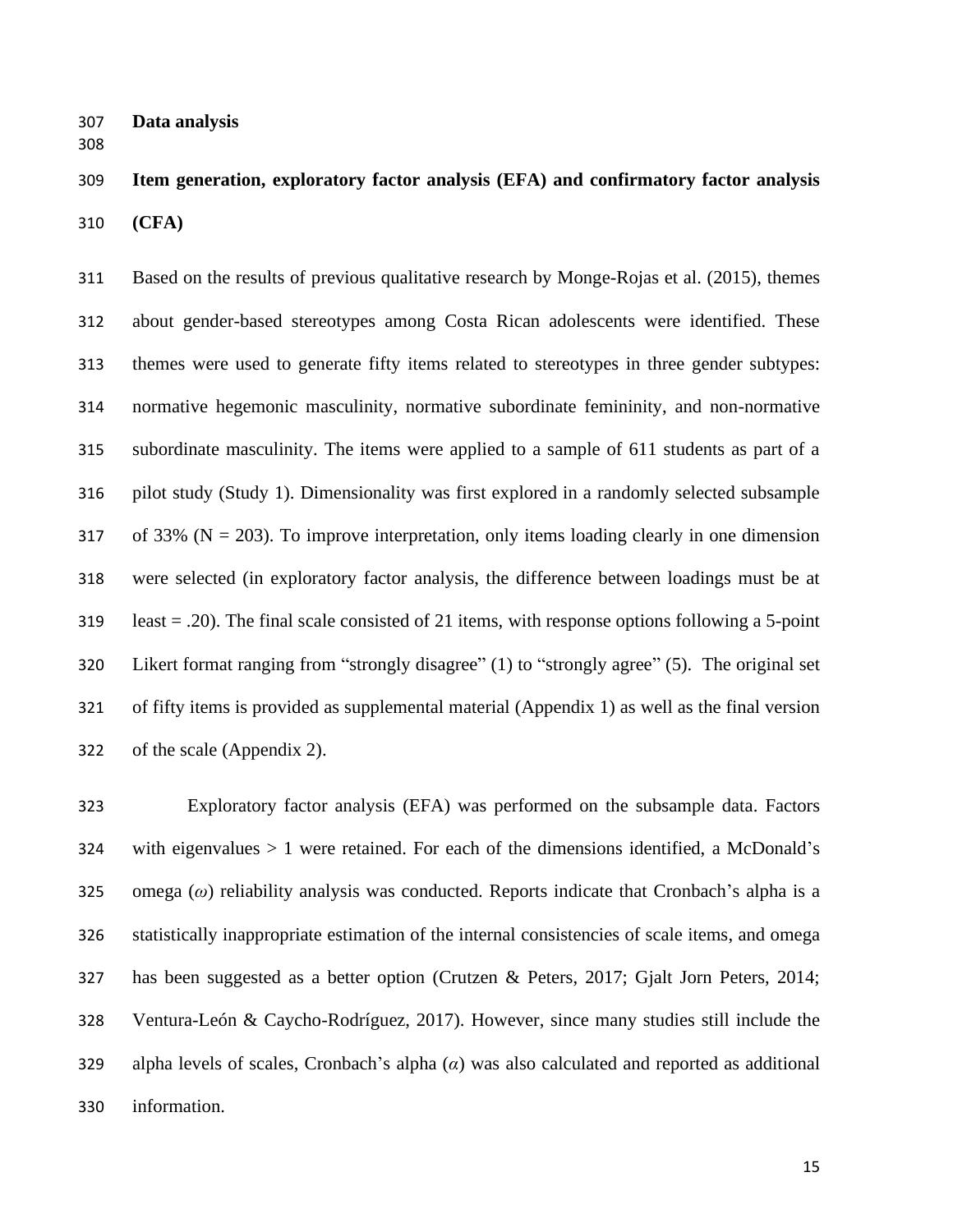## Data analysis

### Item generation, exploratory factor analysis (EFA) and confirmatory factor analysis (CFA)

Based on the results of previous qualitative research by Monge-Rojas et al. (2015), themes about gender-based stereotypes among Costa Rican adolescents were identified. These themes were used to generate fifty items related to stereotypes in three gender subtypes: normative hegemonic masculinity, normative subordinate femininity, and non-normative subordinate masculinity. The items were applied to a sample of 611 students as part of a pilot study (Study 1). Dimensionality was first explored in a randomly selected subsample of 33% (N = 203). To improve interpretation, only items loading clearly in one dimension were selected (in exploratory factor analysis, the difference between loadings must be at least = .20). The final scale consisted of 21 items, with response options following a 5-point Likert format ranging from "strongly disagree" (1) to "strongly agree" (5). The original set of fifty items is provided as supplemental material (Appendix 1) as well as the final version of the scale (Appendix 2).

Exploratory factor analysis (EFA) was performed on the subsample data. Factors with eigenvalues > 1 were retained. For each of the dimensions identified, a McDonald's omega ($\omega$) reliability analysis was conducted. Reports indicate that Cronbach's alpha is a statistically inappropriate estimation of the internal consistencies of scale items, and omega has been suggested as a better option (Crutzen & Peters, 2017; Gjalt Jorn Peters, 2014; Ventura-León & Caycho-Rodríguez, 2017). However, since many studies still include the alpha levels of scales, Cronbach's alpha ($\alpha$) was also calculated and reported as additional information.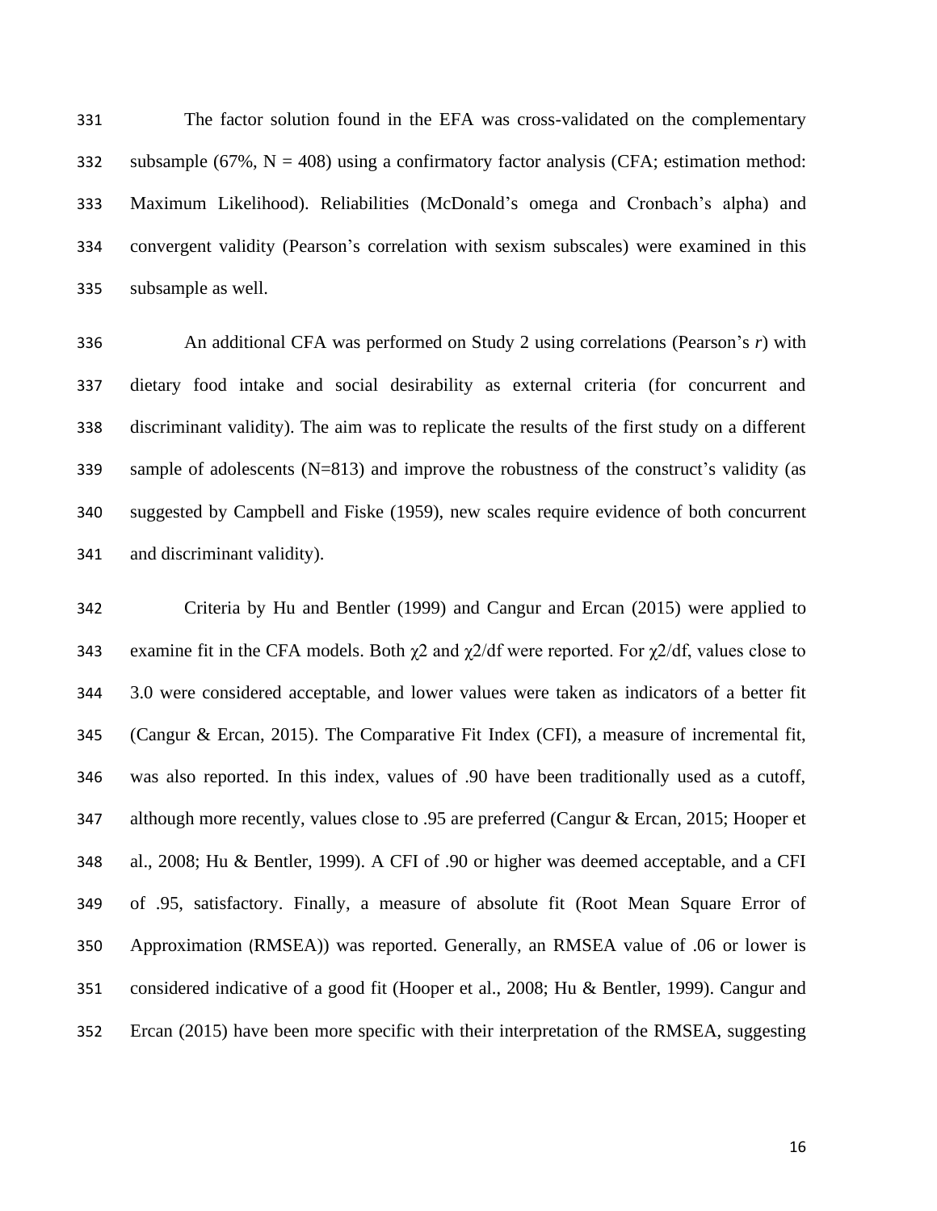The factor solution found in the EFA was cross-validated on the complementary subsample (67%, N = 408) using a confirmatory factor analysis (CFA; estimation method: Maximum Likelihood). Reliabilities (McDonald's omega and Cronbach's alpha) and convergent validity (Pearson's correlation with sexism subscales) were examined in this subsample as well.

An additional CFA was performed on Study 2 using correlations (Pearson's *r*) with dietary food intake and social desirability as external criteria (for concurrent and discriminant validity). The aim was to replicate the results of the first study on a different sample of adolescents (N=813) and improve the robustness of the construct's validity (as suggested by Campbell and Fiske (1959), new scales require evidence of both concurrent and discriminant validity).

Criteria by Hu and Bentler (1999) and Cangur and Ercan (2015) were applied to examine fit in the CFA models. Both $\chi^2$ and $\chi^2/df$ were reported. For $\chi^2/df$, values close to 3.0 were considered acceptable, and lower values were taken as indicators of a better fit (Cangur & Ercan, 2015). The Comparative Fit Index (CFI), a measure of incremental fit, was also reported. In this index, values of .90 have been traditionally used as a cutoff, although more recently, values close to .95 are preferred (Cangur & Ercan, 2015; Hooper et al., 2008; Hu & Bentler, 1999). A CFI of .90 or higher was deemed acceptable, and a CFI of .95, satisfactory. Finally, a measure of absolute fit (Root Mean Square Error of Approximation (RMSEA)) was reported. Generally, an RMSEA value of .06 or lower is considered indicative of a good fit (Hooper et al., 2008; Hu & Bentler, 1999). Cangur and Ercan (2015) have been more specific with their interpretation of the RMSEA, suggesting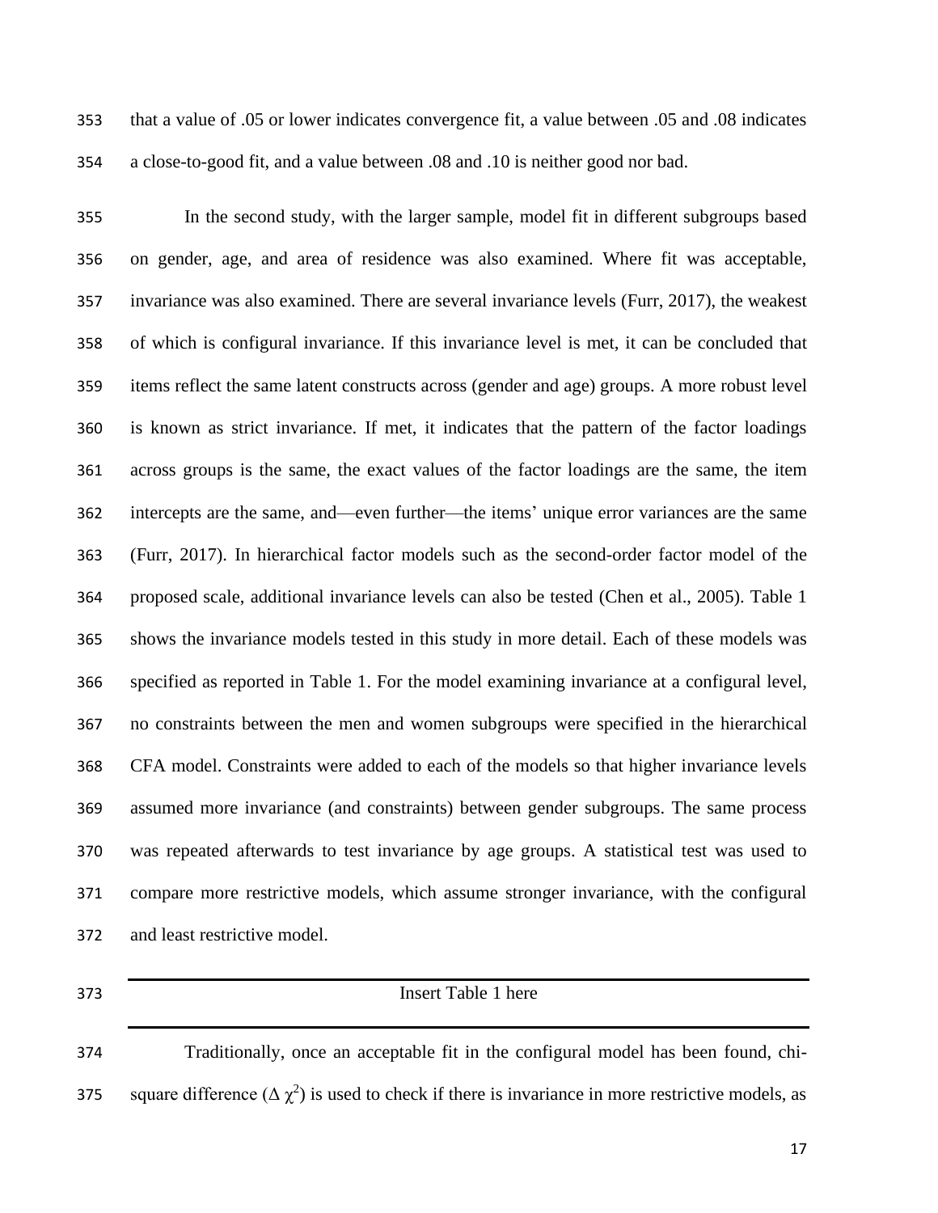that a value of .05 or lower indicates convergence fit, a value between .05 and .08 indicates a close-to-good fit, and a value between .08 and .10 is neither good nor bad.

In the second study, with the larger sample, model fit in different subgroups based on gender, age, and area of residence was also examined. Where fit was acceptable, invariance was also examined. There are several invariance levels (Furr, 2017), the weakest of which is configural invariance. If this invariance level is met, it can be concluded that items reflect the same latent constructs across (gender and age) groups. A more robust level is known as strict invariance. If met, it indicates that the pattern of the factor loadings across groups is the same, the exact values of the factor loadings are the same, the item intercepts are the same, and—even further—the items' unique error variances are the same (Furr, 2017). In hierarchical factor models such as the second-order factor model of the proposed scale, additional invariance levels can also be tested (Chen et al., 2005). Table 1 shows the invariance models tested in this study in more detail. Each of these models was specified as reported in Table 1. For the model examining invariance at a configural level, no constraints between the men and women subgroups were specified in the hierarchical CFA model. Constraints were added to each of the models so that higher invariance levels assumed more invariance (and constraints) between gender subgroups. The same process was repeated afterwards to test invariance by age groups. A statistical test was used to compare more restrictive models, which assume stronger invariance, with the configural and least restrictive model.

Insert Table 1 here

Traditionally, once an acceptable fit in the configural model has been found, chi-square difference ($\Delta \chi^2$) is used to check if there is invariance in more restrictive models, as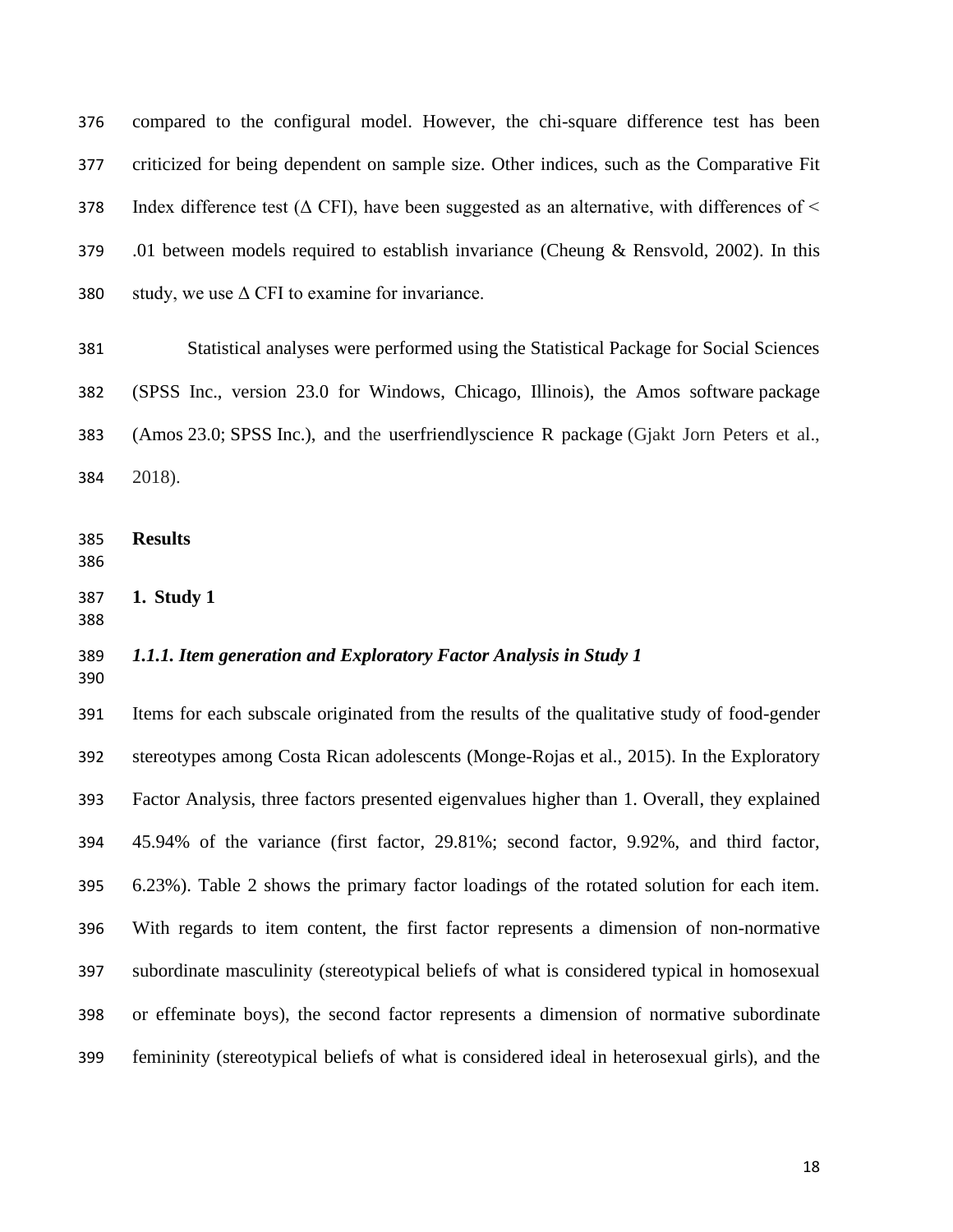compared to the configural model. However, the chi-square difference test has been criticized for being dependent on sample size. Other indices, such as the Comparative Fit Index difference test (Δ CFI), have been suggested as an alternative, with differences of < .01 between models required to establish invariance (Cheung & Rensvold, 2002). In this study, we use Δ CFI to examine for invariance.

Statistical analyses were performed using the Statistical Package for Social Sciences (SPSS Inc., version 23.0 for Windows, Chicago, Illinois), the Amos software package (Amos 23.0; SPSS Inc.), and the userfriendlyscience R package (Gjakt Jorn Peters et al., 2018).

## Results

### 1. Study 1

#### *1.1.1. Item generation and Exploratory Factor Analysis in Study 1*

Items for each subscale originated from the results of the qualitative study of food-gender stereotypes among Costa Rican adolescents (Monge-Rojas et al., 2015). In the Exploratory Factor Analysis, three factors presented eigenvalues higher than 1. Overall, they explained 45.94% of the variance (first factor, 29.81%; second factor, 9.92%, and third factor, 6.23%). Table 2 shows the primary factor loadings of the rotated solution for each item. With regards to item content, the first factor represents a dimension of non-normative subordinate masculinity (stereotypical beliefs of what is considered typical in homosexual or effeminate boys), the second factor represents a dimension of normative subordinate femininity (stereotypical beliefs of what is considered ideal in heterosexual girls), and the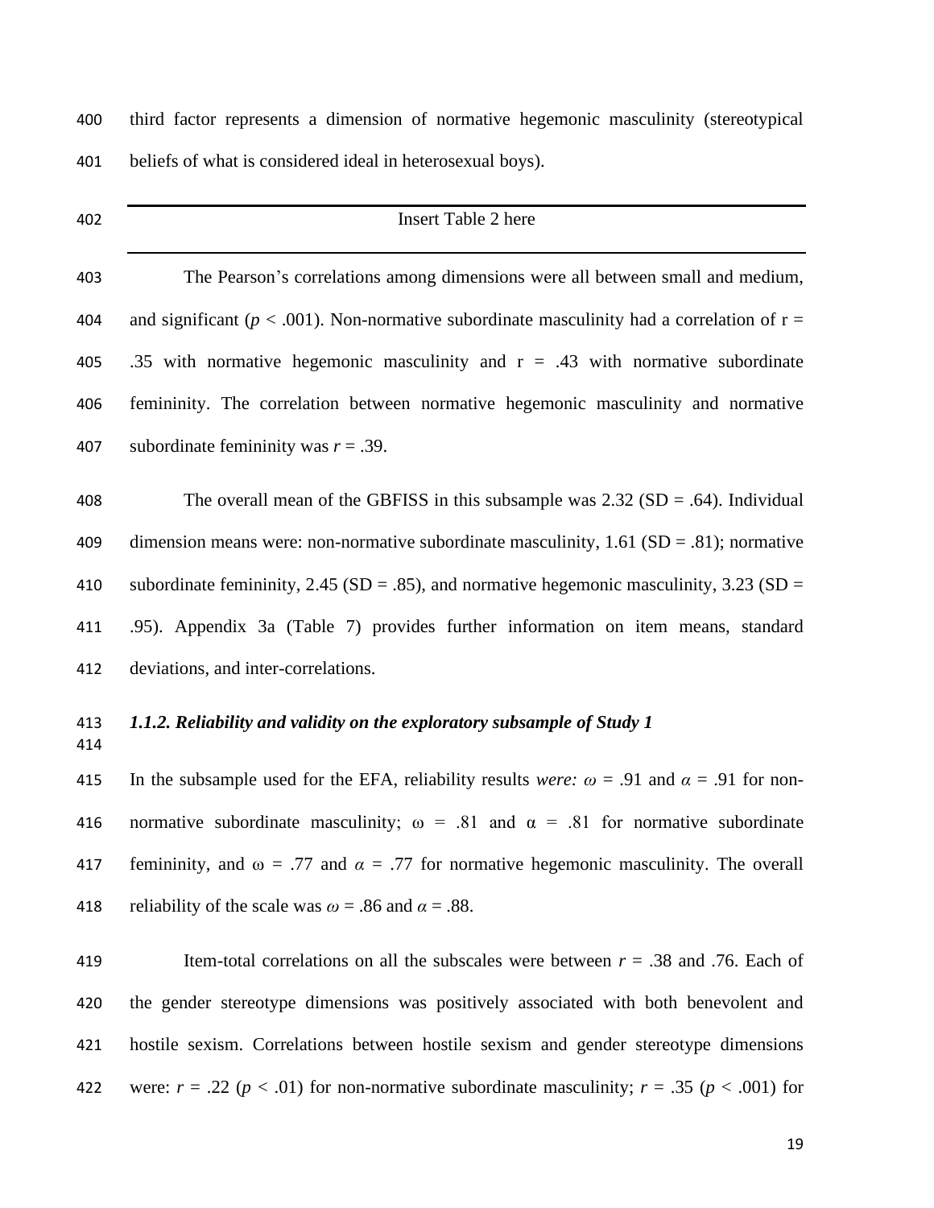third factor represents a dimension of normative hegemonic masculinity (stereotypical beliefs of what is considered ideal in heterosexual boys).

Insert Table 2 here

The Pearson's correlations among dimensions were all between small and medium, and significant ($p < .001$). Non-normative subordinate masculinity had a correlation of r = .35 with normative hegemonic masculinity and r = .43 with normative subordinate femininity. The correlation between normative hegemonic masculinity and normative subordinate femininity was $r = .39$.

The overall mean of the GBFISS in this subsample was 2.32 (SD = .64). Individual dimension means were: non-normative subordinate masculinity, 1.61 (SD = .81); normative subordinate femininity, 2.45 (SD = .85), and normative hegemonic masculinity, 3.23 (SD = .95). Appendix 3a (Table 7) provides further information on item means, standard deviations, and inter-correlations.

### *1.1.2. Reliability and validity on the exploratory subsample of Study 1*

In the subsample used for the EFA, reliability results *were:* $\omega = .91$ and $\alpha = .91$ for non-normative subordinate masculinity; $\omega = .81$ and $\alpha = .81$ for normative subordinate femininity, and $\omega = .77$ and $\alpha = .77$ for normative hegemonic masculinity. The overall reliability of the scale was $\omega = .86$ and $\alpha = .88$.

Item-total correlations on all the subscales were between $r = .38$ and .76. Each of the gender stereotype dimensions was positively associated with both benevolent and hostile sexism. Correlations between hostile sexism and gender stereotype dimensions were: $r = .22$ ($p < .01$) for non-normative subordinate masculinity; $r = .35$ ($p < .001$) for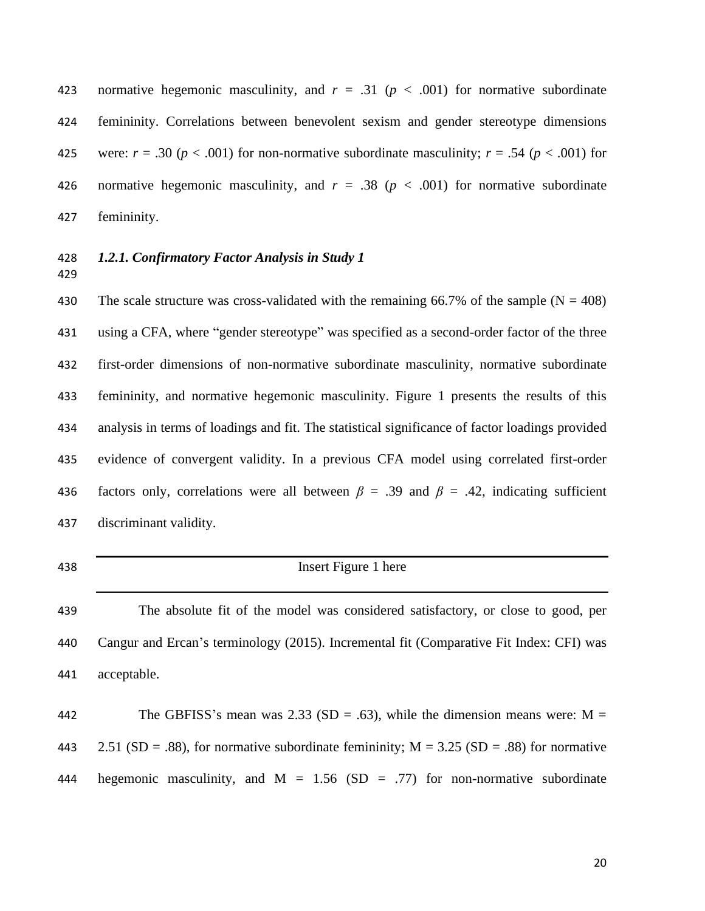normative hegemonic masculinity, and $r = .31$ ($p < .001$) for normative subordinate femininity. Correlations between benevolent sexism and gender stereotype dimensions were: $r = .30$ ($p < .001$) for non-normative subordinate masculinity; $r = .54$ ($p < .001$) for normative hegemonic masculinity, and $r = .38$ ($p < .001$) for normative subordinate femininity.

### *1.2.1. Confirmatory Factor Analysis in Study 1*

The scale structure was cross-validated with the remaining 66.7% of the sample (N = 408) using a CFA, where "gender stereotype" was specified as a second-order factor of the three first-order dimensions of non-normative subordinate masculinity, normative subordinate femininity, and normative hegemonic masculinity. Figure 1 presents the results of this analysis in terms of loadings and fit. The statistical significance of factor loadings provided evidence of convergent validity. In a previous CFA model using correlated first-order factors only, correlations were all between $\beta = .39$ and $\beta = .42$, indicating sufficient discriminant validity.

---

Insert Figure 1 here

---

The absolute fit of the model was considered satisfactory, or close to good, per Cangur and Ercan's terminology (2015). Incremental fit (Comparative Fit Index: CFI) was acceptable.

The GBFISS's mean was 2.33 (SD = .63), while the dimension means were: M = 2.51 (SD = .88), for normative subordinate femininity; M = 3.25 (SD = .88) for normative hegemonic masculinity, and M = 1.56 (SD = .77) for non-normative subordinate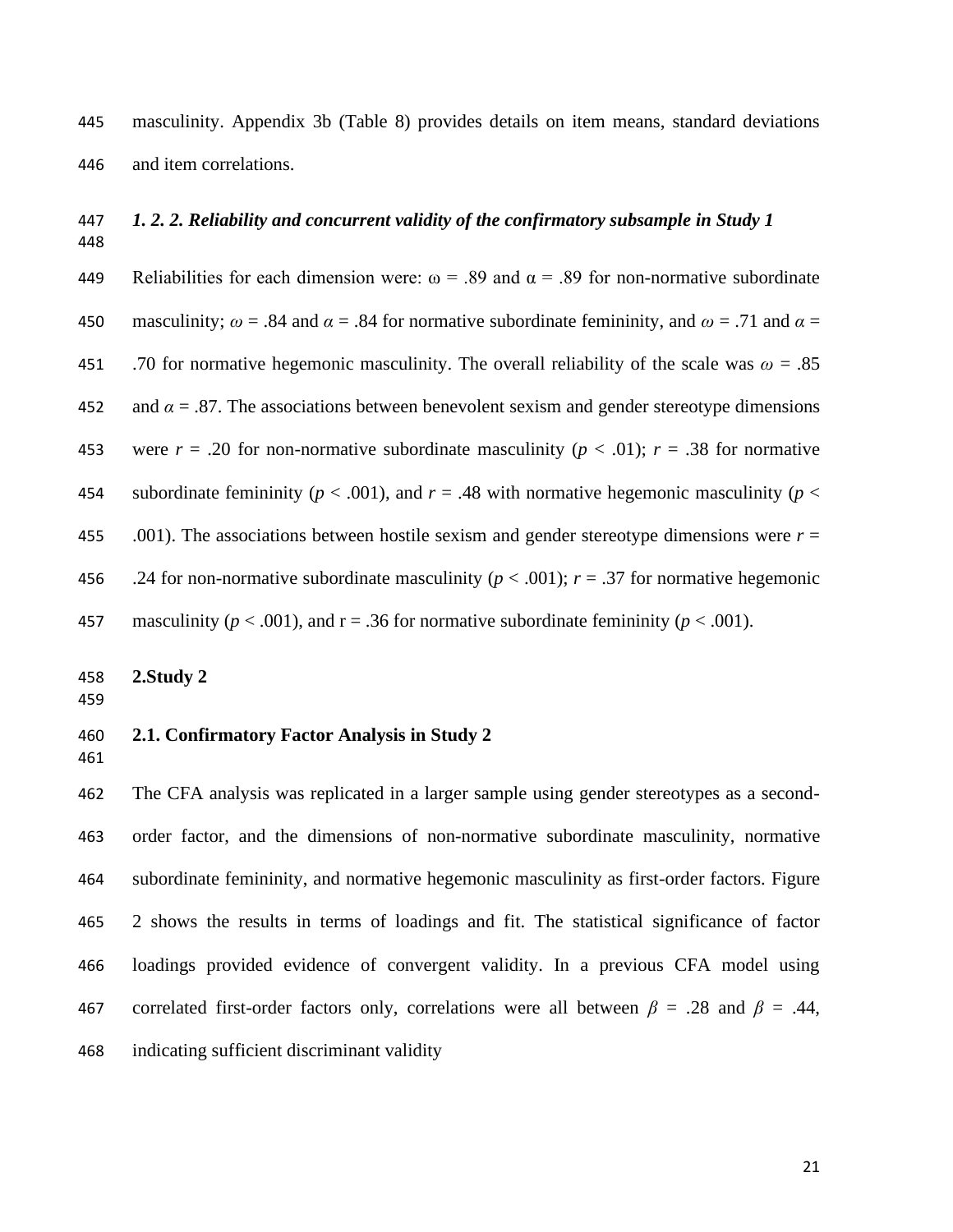masculinity. Appendix 3b (Table 8) provides details on item means, standard deviations and item correlations.

### *1. 2. 2. Reliability and concurrent validity of the confirmatory subsample in Study 1*

Reliabilities for each dimension were: $\omega$ = .89 and $\alpha$ = .89 for non-normative subordinate masculinity; $\omega$ = .84 and $\alpha$ = .84 for normative subordinate femininity, and $\omega$ = .71 and $\alpha$ = .70 for normative hegemonic masculinity. The overall reliability of the scale was $\omega$ = .85 and $\alpha$ = .87. The associations between benevolent sexism and gender stereotype dimensions were $r$ = .20 for non-normative subordinate masculinity ($p$ < .01); $r$ = .38 for normative subordinate femininity ($p$ < .001), and $r$ = .48 with normative hegemonic masculinity ($p$ < .001). The associations between hostile sexism and gender stereotype dimensions were $r$ = .24 for non-normative subordinate masculinity ($p$ < .001); $r$ = .37 for normative hegemonic masculinity ($p$ < .001), and r = .36 for normative subordinate femininity ($p$ < .001).

## 2.Study 2

### 2.1. Confirmatory Factor Analysis in Study 2

The CFA analysis was replicated in a larger sample using gender stereotypes as a second-order factor, and the dimensions of non-normative subordinate masculinity, normative subordinate femininity, and normative hegemonic masculinity as first-order factors. Figure 2 shows the results in terms of loadings and fit. The statistical significance of factor loadings provided evidence of convergent validity. In a previous CFA model using correlated first-order factors only, correlations were all between $\beta$ = .28 and $\beta$ = .44, indicating sufficient discriminant validity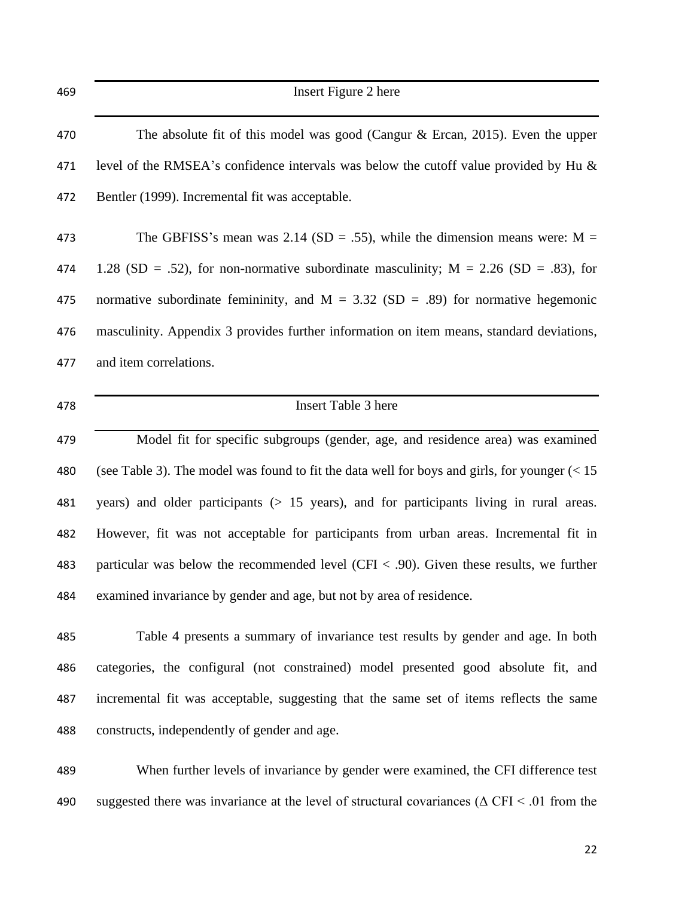Insert Figure 2 here

The absolute fit of this model was good (Cangur & Ercan, 2015). Even the upper level of the RMSEA's confidence intervals was below the cutoff value provided by Hu & Bentler (1999). Incremental fit was acceptable.

The GBFISS's mean was 2.14 (SD = .55), while the dimension means were: M = 1.28 (SD = .52), for non-normative subordinate masculinity; M = 2.26 (SD = .83), for normative subordinate femininity, and M = 3.32 (SD = .89) for normative hegemonic masculinity. Appendix 3 provides further information on item means, standard deviations, and item correlations.

Insert Table 3 here

Model fit for specific subgroups (gender, age, and residence area) was examined (see Table 3). The model was found to fit the data well for boys and girls, for younger (< 15 years) and older participants (> 15 years), and for participants living in rural areas. However, fit was not acceptable for participants from urban areas. Incremental fit in particular was below the recommended level (CFI < .90). Given these results, we further examined invariance by gender and age, but not by area of residence.

Table 4 presents a summary of invariance test results by gender and age. In both categories, the configural (not constrained) model presented good absolute fit, and incremental fit was acceptable, suggesting that the same set of items reflects the same constructs, independently of gender and age.

When further levels of invariance by gender were examined, the CFI difference test suggested there was invariance at the level of structural covariances ($\Delta$ CFI < .01 from the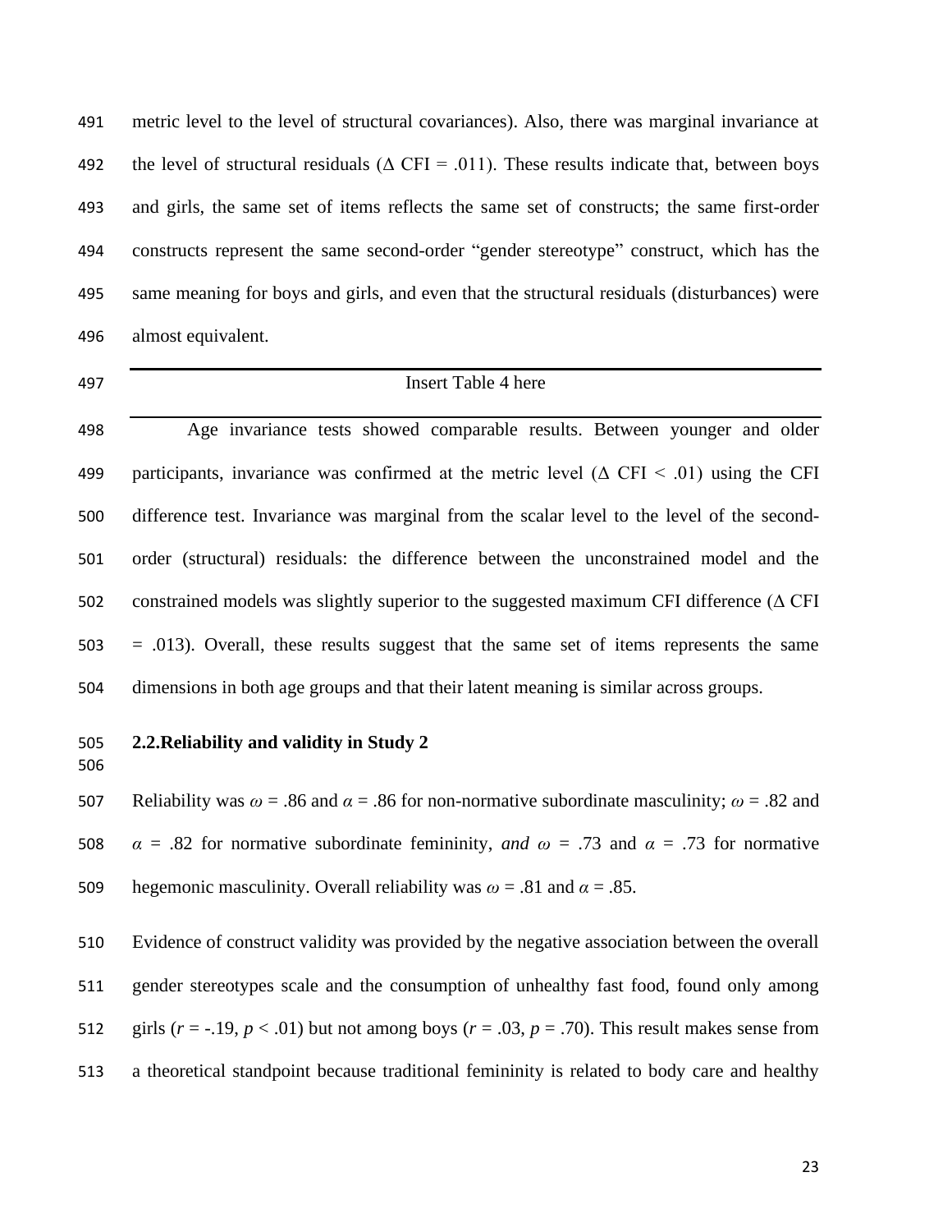metric level to the level of structural covariances). Also, there was marginal invariance at the level of structural residuals ($\Delta$ CFI = .011). These results indicate that, between boys and girls, the same set of items reflects the same set of constructs; the same first-order constructs represent the same second-order "gender stereotype" construct, which has the same meaning for boys and girls, and even that the structural residuals (disturbances) were almost equivalent.

---

Insert Table 4 here

---

Age invariance tests showed comparable results. Between younger and older participants, invariance was confirmed at the metric level ($\Delta$ CFI < .01) using the CFI difference test. Invariance was marginal from the scalar level to the level of the second-order (structural) residuals: the difference between the unconstrained model and the constrained models was slightly superior to the suggested maximum CFI difference ($\Delta$ CFI = .013). Overall, these results suggest that the same set of items represents the same dimensions in both age groups and that their latent meaning is similar across groups.

## 2.2. Reliability and validity in Study 2

Reliability was $\omega$ = .86 and $\alpha$ = .86 for non-normative subordinate masculinity; $\omega$ = .82 and $\alpha$ = .82 for normative subordinate femininity, *and* $\omega$ = .73 and $\alpha$ = .73 for normative hegemonic masculinity. Overall reliability was $\omega$ = .81 and $\alpha$ = .85.

Evidence of construct validity was provided by the negative association between the overall gender stereotypes scale and the consumption of unhealthy fast food, found only among girls ($r$ = -.19, $p$ < .01) but not among boys ($r$ = .03, $p$ = .70). This result makes sense from a theoretical standpoint because traditional femininity is related to body care and healthy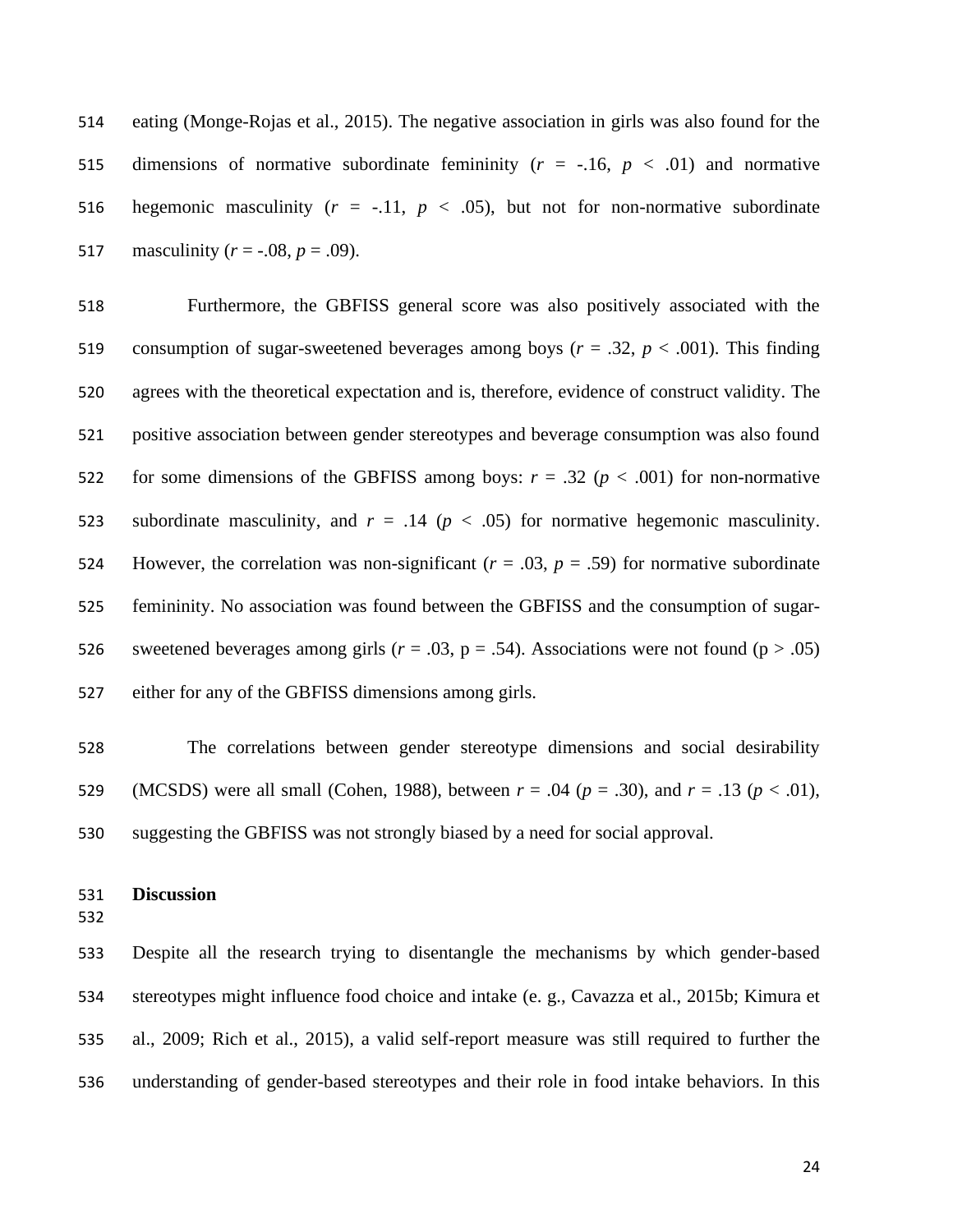eating (Monge-Rojas et al., 2015). The negative association in girls was also found for the dimensions of normative subordinate femininity ($r$ = -.16, $p$ < .01) and normative hegemonic masculinity ($r$ = -.11, $p$ < .05), but not for non-normative subordinate masculinity ($r$ = -.08, $p$ = .09).

Furthermore, the GBFISS general score was also positively associated with the consumption of sugar-sweetened beverages among boys ($r$ = .32, $p$ < .001). This finding agrees with the theoretical expectation and is, therefore, evidence of construct validity. The positive association between gender stereotypes and beverage consumption was also found for some dimensions of the GBFISS among boys: $r$ = .32 ($p$ < .001) for non-normative subordinate masculinity, and $r$ = .14 ($p$ < .05) for normative hegemonic masculinity. However, the correlation was non-significant ($r$ = .03, $p$ = .59) for normative subordinate femininity. No association was found between the GBFISS and the consumption of sugar-sweetened beverages among girls ($r$ = .03, p = .54). Associations were not found (p > .05) either for any of the GBFISS dimensions among girls.

The correlations between gender stereotype dimensions and social desirability (MCSDS) were all small (Cohen, 1988), between $r$ = .04 ($p$ = .30), and $r$ = .13 ($p$ < .01), suggesting the GBFISS was not strongly biased by a need for social approval.

## Discussion

Despite all the research trying to disentangle the mechanisms by which gender-based stereotypes might influence food choice and intake (e. g., Cavazza et al., 2015b; Kimura et al., 2009; Rich et al., 2015), a valid self-report measure was still required to further the understanding of gender-based stereotypes and their role in food intake behaviors. In this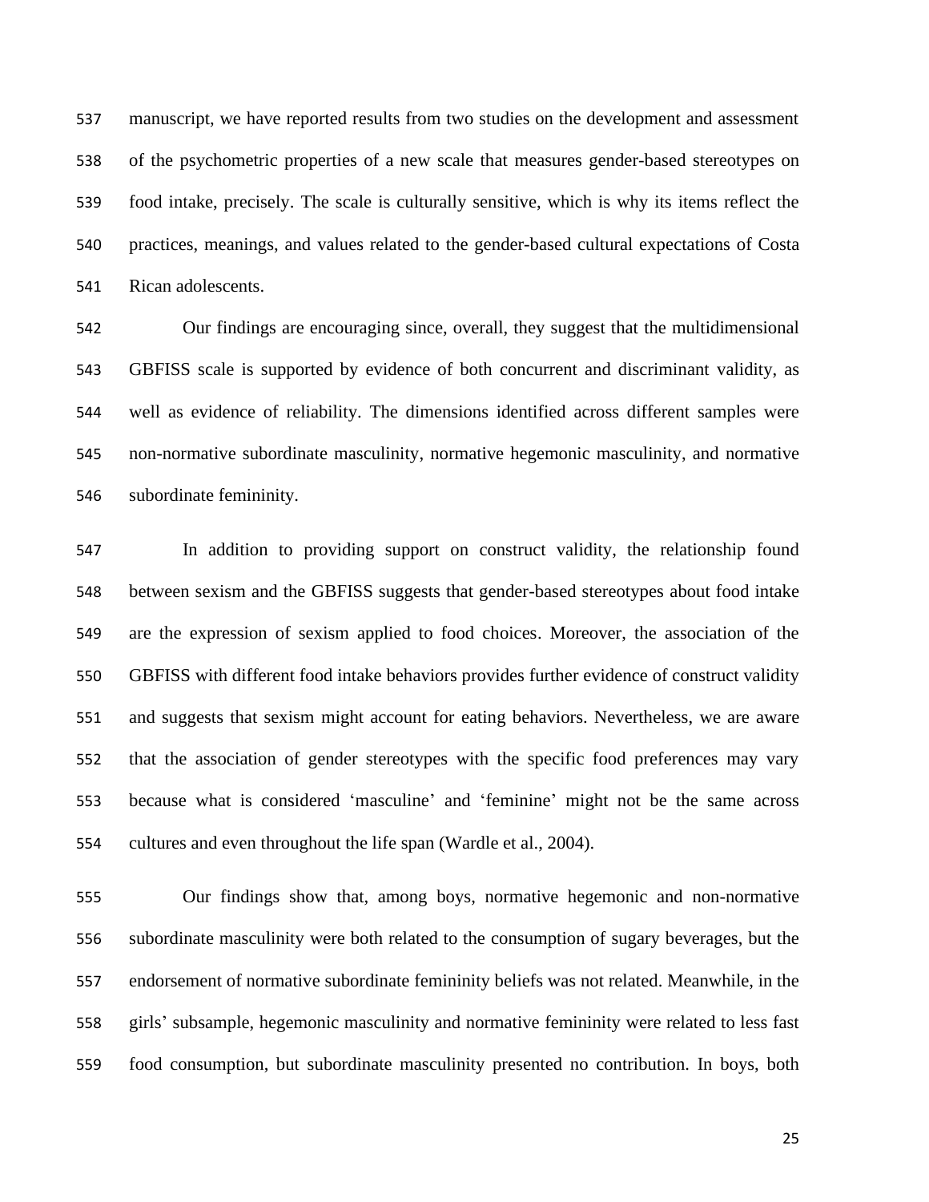manuscript, we have reported results from two studies on the development and assessment of the psychometric properties of a new scale that measures gender-based stereotypes on food intake, precisely. The scale is culturally sensitive, which is why its items reflect the practices, meanings, and values related to the gender-based cultural expectations of Costa Rican adolescents.

Our findings are encouraging since, overall, they suggest that the multidimensional GBFISS scale is supported by evidence of both concurrent and discriminant validity, as well as evidence of reliability. The dimensions identified across different samples were non-normative subordinate masculinity, normative hegemonic masculinity, and normative subordinate femininity.

In addition to providing support on construct validity, the relationship found between sexism and the GBFISS suggests that gender-based stereotypes about food intake are the expression of sexism applied to food choices. Moreover, the association of the GBFISS with different food intake behaviors provides further evidence of construct validity and suggests that sexism might account for eating behaviors. Nevertheless, we are aware that the association of gender stereotypes with the specific food preferences may vary because what is considered 'masculine' and 'feminine' might not be the same across cultures and even throughout the life span (Wardle et al., 2004).

Our findings show that, among boys, normative hegemonic and non-normative subordinate masculinity were both related to the consumption of sugary beverages, but the endorsement of normative subordinate femininity beliefs was not related. Meanwhile, in the girls' subsample, hegemonic masculinity and normative femininity were related to less fast food consumption, but subordinate masculinity presented no contribution. In boys, both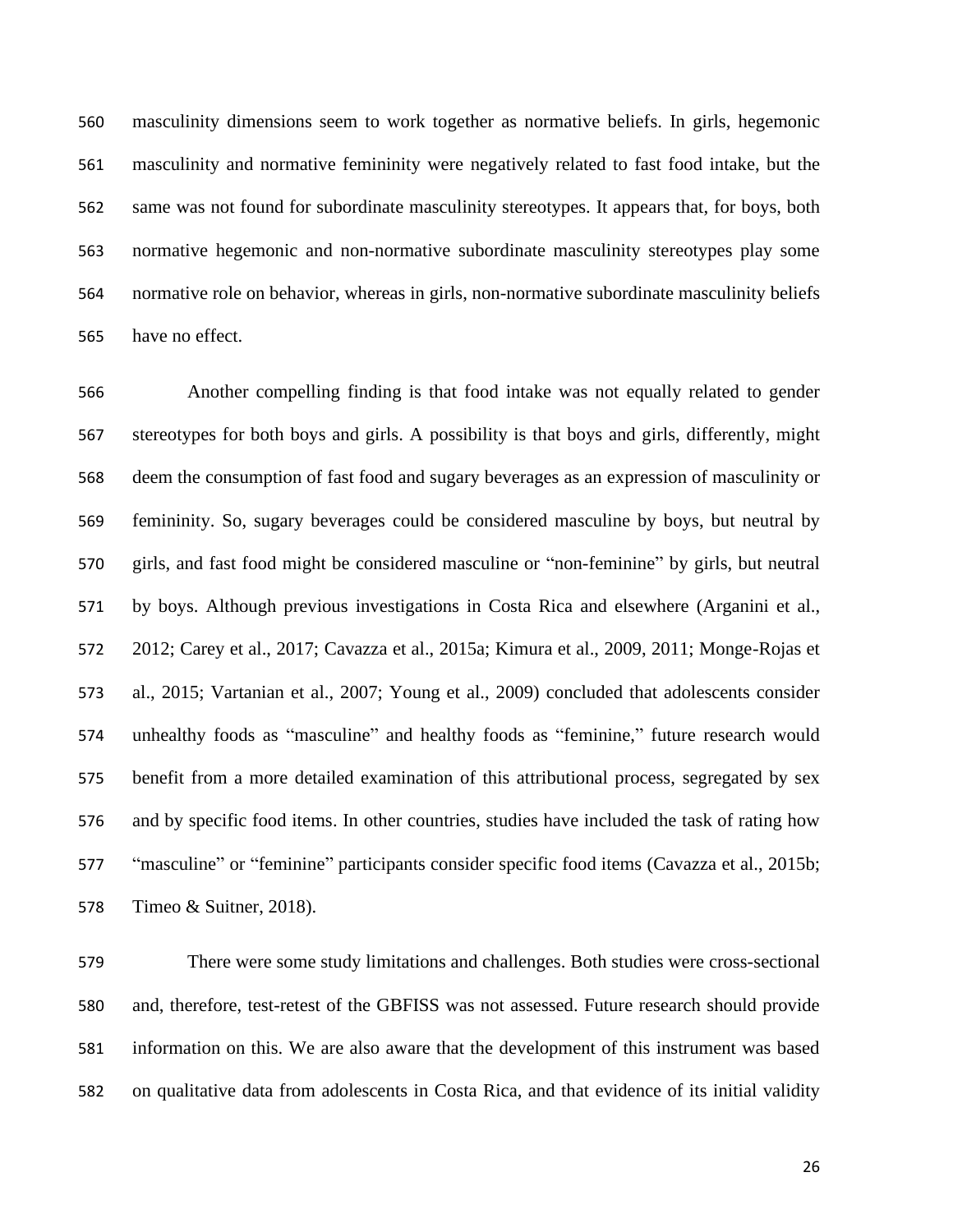masculinity dimensions seem to work together as normative beliefs. In girls, hegemonic masculinity and normative femininity were negatively related to fast food intake, but the same was not found for subordinate masculinity stereotypes. It appears that, for boys, both normative hegemonic and non-normative subordinate masculinity stereotypes play some normative role on behavior, whereas in girls, non-normative subordinate masculinity beliefs have no effect.

Another compelling finding is that food intake was not equally related to gender stereotypes for both boys and girls. A possibility is that boys and girls, differently, might deem the consumption of fast food and sugary beverages as an expression of masculinity or femininity. So, sugary beverages could be considered masculine by boys, but neutral by girls, and fast food might be considered masculine or "non-feminine" by girls, but neutral by boys. Although previous investigations in Costa Rica and elsewhere (Arganini et al., 2012; Carey et al., 2017; Cavazza et al., 2015a; Kimura et al., 2009, 2011; Monge-Rojas et al., 2015; Vartanian et al., 2007; Young et al., 2009) concluded that adolescents consider unhealthy foods as "masculine" and healthy foods as "feminine," future research would benefit from a more detailed examination of this attributional process, segregated by sex and by specific food items. In other countries, studies have included the task of rating how "masculine" or "feminine" participants consider specific food items (Cavazza et al., 2015b; Timeo & Suitner, 2018).

There were some study limitations and challenges. Both studies were cross-sectional and, therefore, test-retest of the GBFISS was not assessed. Future research should provide information on this. We are also aware that the development of this instrument was based on qualitative data from adolescents in Costa Rica, and that evidence of its initial validity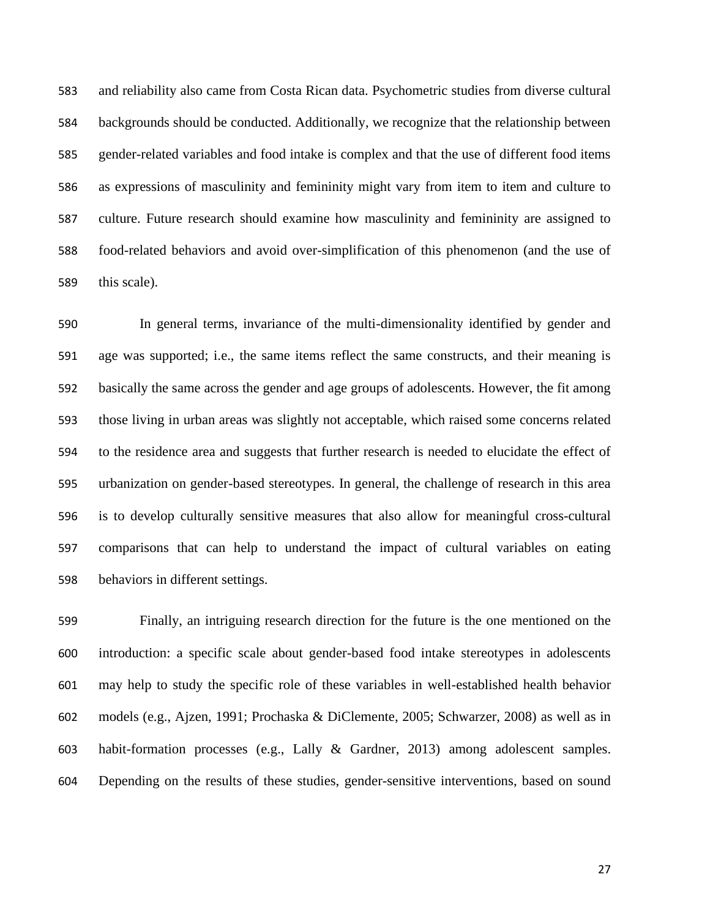and reliability also came from Costa Rican data. Psychometric studies from diverse cultural backgrounds should be conducted. Additionally, we recognize that the relationship between gender-related variables and food intake is complex and that the use of different food items as expressions of masculinity and femininity might vary from item to item and culture to culture. Future research should examine how masculinity and femininity are assigned to food-related behaviors and avoid over-simplification of this phenomenon (and the use of this scale).

In general terms, invariance of the multi-dimensionality identified by gender and age was supported; i.e., the same items reflect the same constructs, and their meaning is basically the same across the gender and age groups of adolescents. However, the fit among those living in urban areas was slightly not acceptable, which raised some concerns related to the residence area and suggests that further research is needed to elucidate the effect of urbanization on gender-based stereotypes. In general, the challenge of research in this area is to develop culturally sensitive measures that also allow for meaningful cross-cultural comparisons that can help to understand the impact of cultural variables on eating behaviors in different settings.

Finally, an intriguing research direction for the future is the one mentioned on the introduction: a specific scale about gender-based food intake stereotypes in adolescents may help to study the specific role of these variables in well-established health behavior models (e.g., Ajzen, 1991; Prochaska & DiClemente, 2005; Schwarzer, 2008) as well as in habit-formation processes (e.g., Lally & Gardner, 2013) among adolescent samples. Depending on the results of these studies, gender-sensitive interventions, based on sound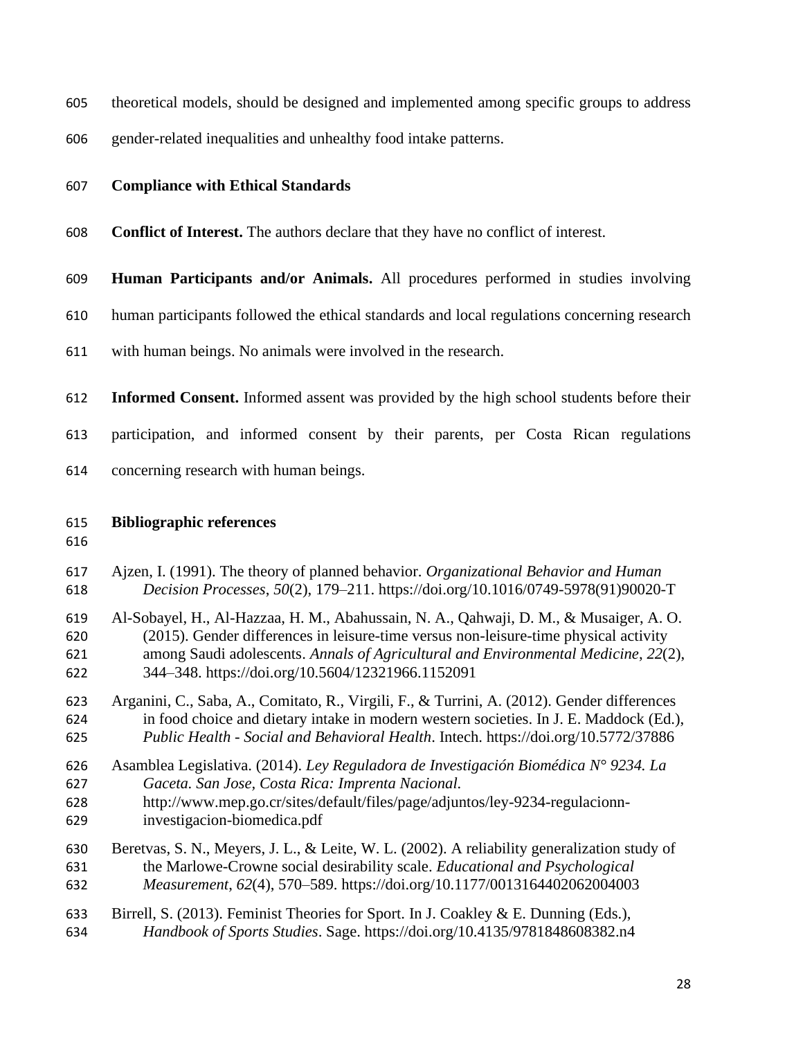theoretical models, should be designed and implemented among specific groups to address gender-related inequalities and unhealthy food intake patterns.

## Compliance with Ethical Standards

**Conflict of Interest.** The authors declare that they have no conflict of interest.

**Human Participants and/or Animals.** All procedures performed in studies involving human participants followed the ethical standards and local regulations concerning research with human beings. No animals were involved in the research.

**Informed Consent.** Informed assent was provided by the high school students before their participation, and informed consent by their parents, per Costa Rican regulations concerning research with human beings.

## Bibliographic references

Ajzen, I. (1991). The theory of planned behavior. *Organizational Behavior and Human Decision Processes*, *50*(2), 179–211. https://doi.org/10.1016/0749-5978(91)90020-T

Al-Sobayel, H., Al-Hazzaa, H. M., Abahussain, N. A., Qahwaji, D. M., & Musaiger, A. O. (2015). Gender differences in leisure-time versus non-leisure-time physical activity among Saudi adolescents. *Annals of Agricultural and Environmental Medicine*, *22*(2), 344–348. https://doi.org/10.5604/12321966.1152091

Arganini, C., Saba, A., Comitato, R., Virgili, F., & Turrini, A. (2012). Gender differences in food choice and dietary intake in modern western societies. In J. E. Maddock (Ed.), *Public Health - Social and Behavioral Health*. Intech. https://doi.org/10.5772/37886

Asamblea Legislativa. (2014). *Ley Reguladora de Investigación Biomédica N° 9234. La Gaceta. San Jose, Costa Rica: Imprenta Nacional.* http://www.mep.go.cr/sites/default/files/page/adjuntos/ley-9234-regulacionn-investigacion-biomedica.pdf

Beretvas, S. N., Meyers, J. L., & Leite, W. L. (2002). A reliability generalization study of the Marlowe-Crowne social desirability scale. *Educational and Psychological Measurement*, *62*(4), 570–589. https://doi.org/10.1177/0013164402062004003

Birrell, S. (2013). Feminist Theories for Sport. In J. Coakley & E. Dunning (Eds.), *Handbook of Sports Studies*. Sage. https://doi.org/10.4135/9781848608382.n4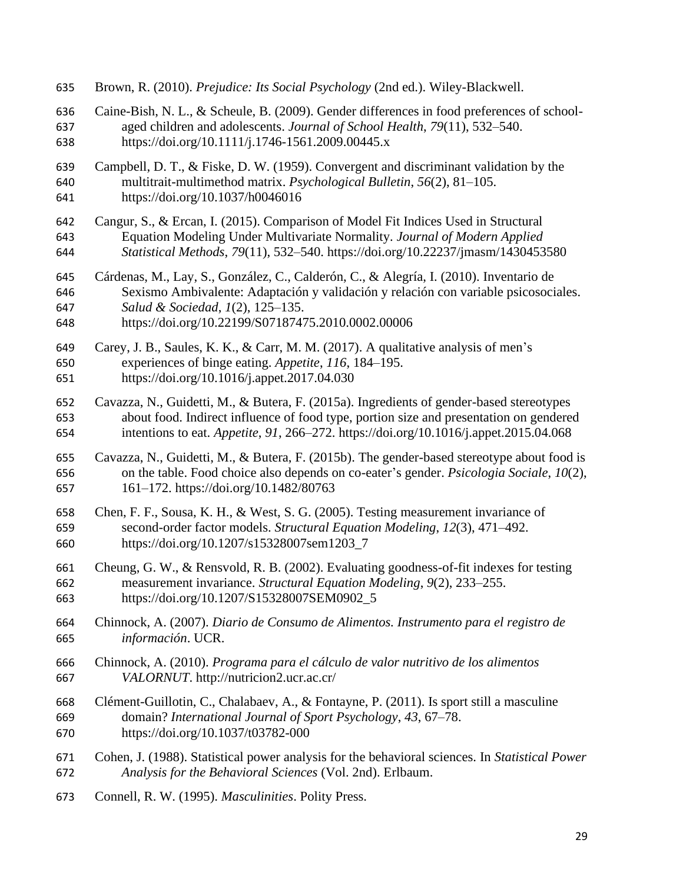Brown, R. (2010). *Prejudice: Its Social Psychology* (2nd ed.). Wiley-Blackwell.

Caine-Bish, N. L., & Scheule, B. (2009). Gender differences in food preferences of school-aged children and adolescents. *Journal of School Health*, *79*(11), 532–540. https://doi.org/10.1111/j.1746-1561.2009.00445.x

Campbell, D. T., & Fiske, D. W. (1959). Convergent and discriminant validation by the multitrait-multimethod matrix. *Psychological Bulletin*, *56*(2), 81–105. https://doi.org/10.1037/h0046016

Cangur, S., & Ercan, I. (2015). Comparison of Model Fit Indices Used in Structural Equation Modeling Under Multivariate Normality. *Journal of Modern Applied Statistical Methods*, *79*(11), 532–540. https://doi.org/10.22237/jmasm/1430453580

Cárdenas, M., Lay, S., González, C., Calderón, C., & Alegría, I. (2010). Inventario de Sexismo Ambivalente: Adaptación y validación y relación con variable psicosociales. *Salud & Sociedad*, *1*(2), 125–135. https://doi.org/10.22199/S07187475.2010.0002.00006

Carey, J. B., Saules, K. K., & Carr, M. M. (2017). A qualitative analysis of men's experiences of binge eating. *Appetite*, *116*, 184–195. https://doi.org/10.1016/j.appet.2017.04.030

Cavazza, N., Guidetti, M., & Butera, F. (2015a). Ingredients of gender-based stereotypes about food. Indirect influence of food type, portion size and presentation on gendered intentions to eat. *Appetite*, *91*, 266–272. https://doi.org/10.1016/j.appet.2015.04.068

Cavazza, N., Guidetti, M., & Butera, F. (2015b). The gender-based stereotype about food is on the table. Food choice also depends on co-eater's gender. *Psicologia Sociale*, *10*(2), 161–172. https://doi.org/10.1482/80763

Chen, F. F., Sousa, K. H., & West, S. G. (2005). Testing measurement invariance of second-order factor models. *Structural Equation Modeling*, *12*(3), 471–492. https://doi.org/10.1207/s15328007sem1203_7

Cheung, G. W., & Rensvold, R. B. (2002). Evaluating goodness-of-fit indexes for testing measurement invariance. *Structural Equation Modeling*, *9*(2), 233–255. https://doi.org/10.1207/S15328007SEM0902_5

Chinnock, A. (2007). *Diario de Consumo de Alimentos. Instrumento para el registro de información*. UCR.

Chinnock, A. (2010). *Programa para el cálculo de valor nutritivo de los alimentos VALORNUT*. http://nutricion2.ucr.ac.cr/

Clément-Guillotin, C., Chalabaev, A., & Fontayne, P. (2011). Is sport still a masculine domain? *International Journal of Sport Psychology*, *43*, 67–78. https://doi.org/10.1037/t03782-000

Cohen, J. (1988). Statistical power analysis for the behavioral sciences. In *Statistical Power Analysis for the Behavioral Sciences* (Vol. 2nd). Erlbaum.

Connell, R. W. (1995). *Masculinities*. Polity Press.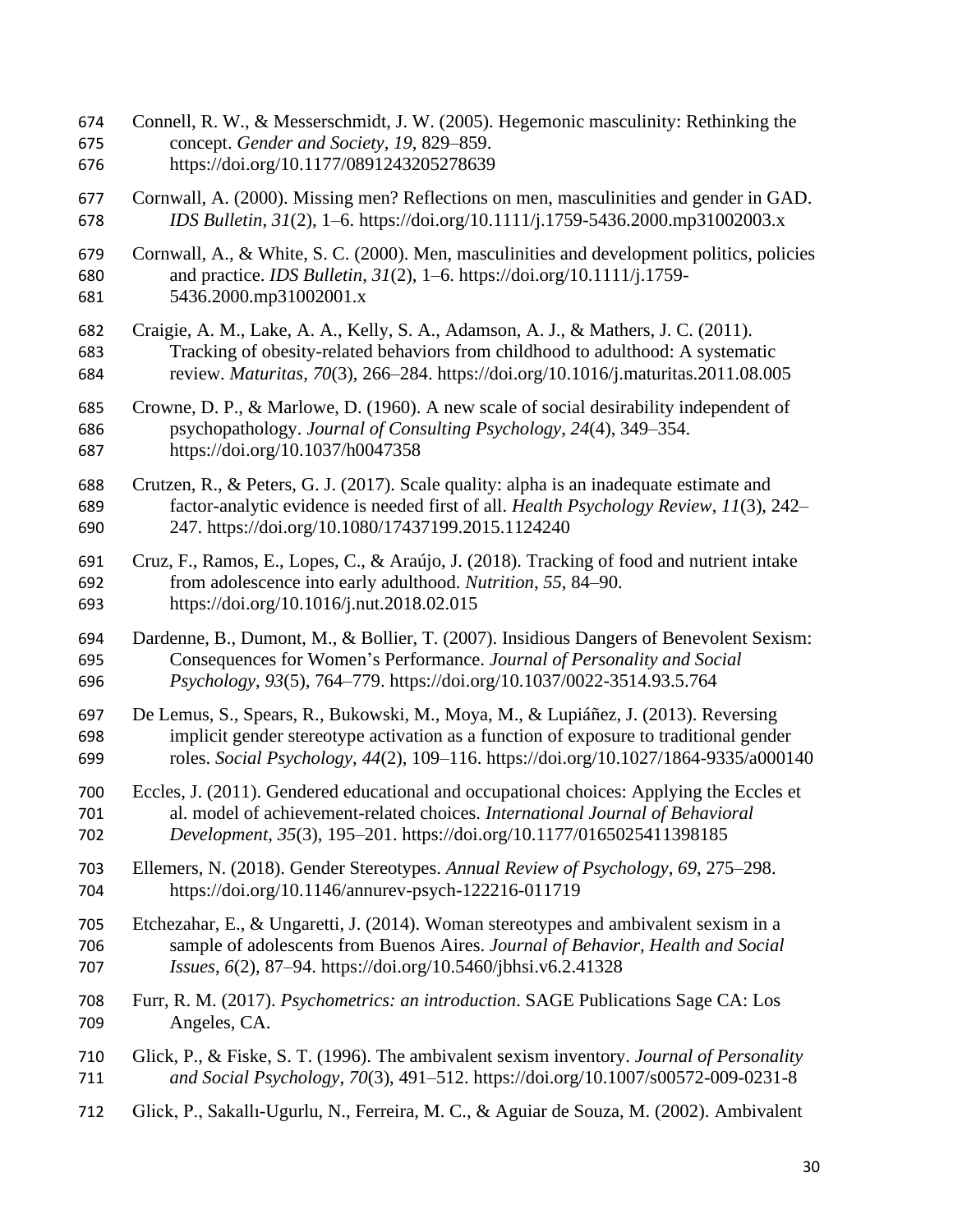Connell, R. W., & Messerschmidt, J. W. (2005). Hegemonic masculinity: Rethinking the concept. *Gender and Society*, *19*, 829–859. https://doi.org/10.1177/0891243205278639

Cornwall, A. (2000). Missing men? Reflections on men, masculinities and gender in GAD. *IDS Bulletin*, *31*(2), 1–6. https://doi.org/10.1111/j.1759-5436.2000.mp31002003.x

Cornwall, A., & White, S. C. (2000). Men, masculinities and development politics, policies and practice. *IDS Bulletin*, *31*(2), 1–6. https://doi.org/10.1111/j.1759-5436.2000.mp31002001.x

Craigie, A. M., Lake, A. A., Kelly, S. A., Adamson, A. J., & Mathers, J. C. (2011). Tracking of obesity-related behaviors from childhood to adulthood: A systematic review. *Maturitas*, *70*(3), 266–284. https://doi.org/10.1016/j.maturitas.2011.08.005

Crowne, D. P., & Marlowe, D. (1960). A new scale of social desirability independent of psychopathology. *Journal of Consulting Psychology*, *24*(4), 349–354. https://doi.org/10.1037/h0047358

Crutzen, R., & Peters, G. J. (2017). Scale quality: alpha is an inadequate estimate and factor-analytic evidence is needed first of all. *Health Psychology Review*, *11*(3), 242–247. https://doi.org/10.1080/17437199.2015.1124240

Cruz, F., Ramos, E., Lopes, C., & Araújo, J. (2018). Tracking of food and nutrient intake from adolescence into early adulthood. *Nutrition*, *55*, 84–90. https://doi.org/10.1016/j.nut.2018.02.015

Dardenne, B., Dumont, M., & Bollier, T. (2007). Insidious Dangers of Benevolent Sexism: Consequences for Women's Performance. *Journal of Personality and Social Psychology*, *93*(5), 764–779. https://doi.org/10.1037/0022-3514.93.5.764

De Lemus, S., Spears, R., Bukowski, M., Moya, M., & Lupiáñez, J. (2013). Reversing implicit gender stereotype activation as a function of exposure to traditional gender roles. *Social Psychology*, *44*(2), 109–116. https://doi.org/10.1027/1864-9335/a000140

Eccles, J. (2011). Gendered educational and occupational choices: Applying the Eccles et al. model of achievement-related choices. *International Journal of Behavioral Development*, *35*(3), 195–201. https://doi.org/10.1177/0165025411398185

Ellemers, N. (2018). Gender Stereotypes. *Annual Review of Psychology*, *69*, 275–298. https://doi.org/10.1146/annurev-psych-122216-011719

Etchezahar, E., & Ungaretti, J. (2014). Woman stereotypes and ambivalent sexism in a sample of adolescents from Buenos Aires. *Journal of Behavior, Health and Social Issues*, *6*(2), 87–94. https://doi.org/10.5460/jbhsi.v6.2.41328

Furr, R. M. (2017). *Psychometrics: an introduction*. SAGE Publications Sage CA: Los Angeles, CA.

Glick, P., & Fiske, S. T. (1996). The ambivalent sexism inventory. *Journal of Personality and Social Psychology*, *70*(3), 491–512. https://doi.org/10.1007/s00572-009-0231-8

Glick, P., Sakallı-Ugurlu, N., Ferreira, M. C., & Aguiar de Souza, M. (2002). Ambivalent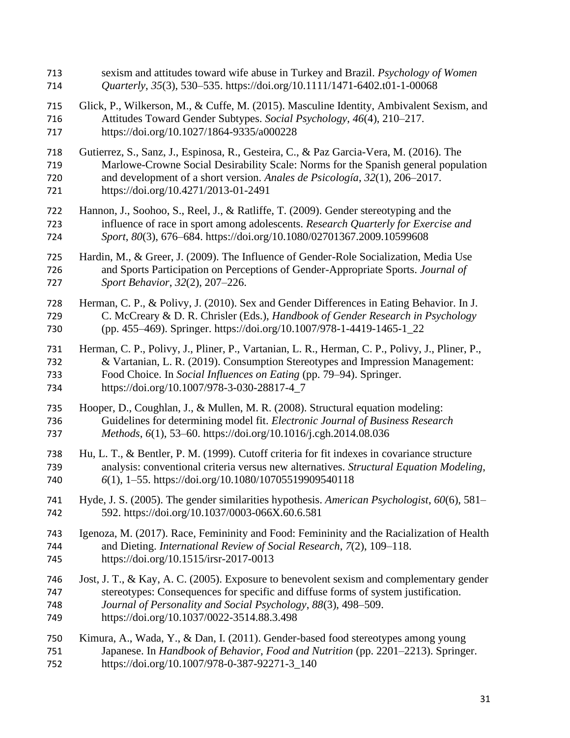sexism and attitudes toward wife abuse in Turkey and Brazil. *Psychology of Women Quarterly*, *35*(3), 530–535. https://doi.org/10.1111/1471-6402.t01-1-00068

Glick, P., Wilkerson, M., & Cuffe, M. (2015). Masculine Identity, Ambivalent Sexism, and Attitudes Toward Gender Subtypes. *Social Psychology*, *46*(4), 210–217. https://doi.org/10.1027/1864-9335/a000228

Gutierrez, S., Sanz, J., Espinosa, R., Gesteira, C., & Paz Garcia-Vera, M. (2016). The Marlowe-Crowne Social Desirability Scale: Norms for the Spanish general population and development of a short version. *Anales de Psicología*, *32*(1), 206–2017. https://doi.org/10.4271/2013-01-2491

Hannon, J., Soohoo, S., Reel, J., & Ratliffe, T. (2009). Gender stereotyping and the influence of race in sport among adolescents. *Research Quarterly for Exercise and Sport*, *80*(3), 676–684. https://doi.org/10.1080/02701367.2009.10599608

Hardin, M., & Greer, J. (2009). The Influence of Gender-Role Socialization, Media Use and Sports Participation on Perceptions of Gender-Appropriate Sports. *Journal of Sport Behavior*, *32*(2), 207–226.

Herman, C. P., & Polivy, J. (2010). Sex and Gender Differences in Eating Behavior. In J. C. McCreary & D. R. Chrisler (Eds.), *Handbook of Gender Research in Psychology* (pp. 455–469). Springer. https://doi.org/10.1007/978-1-4419-1465-1_22

Herman, C. P., Polivy, J., Pliner, P., Vartanian, L. R., Herman, C. P., Polivy, J., Pliner, P., & Vartanian, L. R. (2019). Consumption Stereotypes and Impression Management: Food Choice. In *Social Influences on Eating* (pp. 79–94). Springer. https://doi.org/10.1007/978-3-030-28817-4_7

Hooper, D., Coughlan, J., & Mullen, M. R. (2008). Structural equation modeling: Guidelines for determining model fit. *Electronic Journal of Business Research Methods*, *6*(1), 53–60. https://doi.org/10.1016/j.cgh.2014.08.036

Hu, L. T., & Bentler, P. M. (1999). Cutoff criteria for fit indexes in covariance structure analysis: conventional criteria versus new alternatives. *Structural Equation Modeling*, *6*(1), 1–55. https://doi.org/10.1080/10705519909540118

Hyde, J. S. (2005). The gender similarities hypothesis. *American Psychologist*, *60*(6), 581–592. https://doi.org/10.1037/0003-066X.60.6.581

Igenoza, M. (2017). Race, Femininity and Food: Femininity and the Racialization of Health and Dieting. *International Review of Social Research*, *7*(2), 109–118. https://doi.org/10.1515/irsr-2017-0013

Jost, J. T., & Kay, A. C. (2005). Exposure to benevolent sexism and complementary gender stereotypes: Consequences for specific and diffuse forms of system justification. *Journal of Personality and Social Psychology*, *88*(3), 498–509. https://doi.org/10.1037/0022-3514.88.3.498

Kimura, A., Wada, Y., & Dan, I. (2011). Gender-based food stereotypes among young Japanese. In *Handbook of Behavior, Food and Nutrition* (pp. 2201–2213). Springer. https://doi.org/10.1007/978-0-387-92271-3_140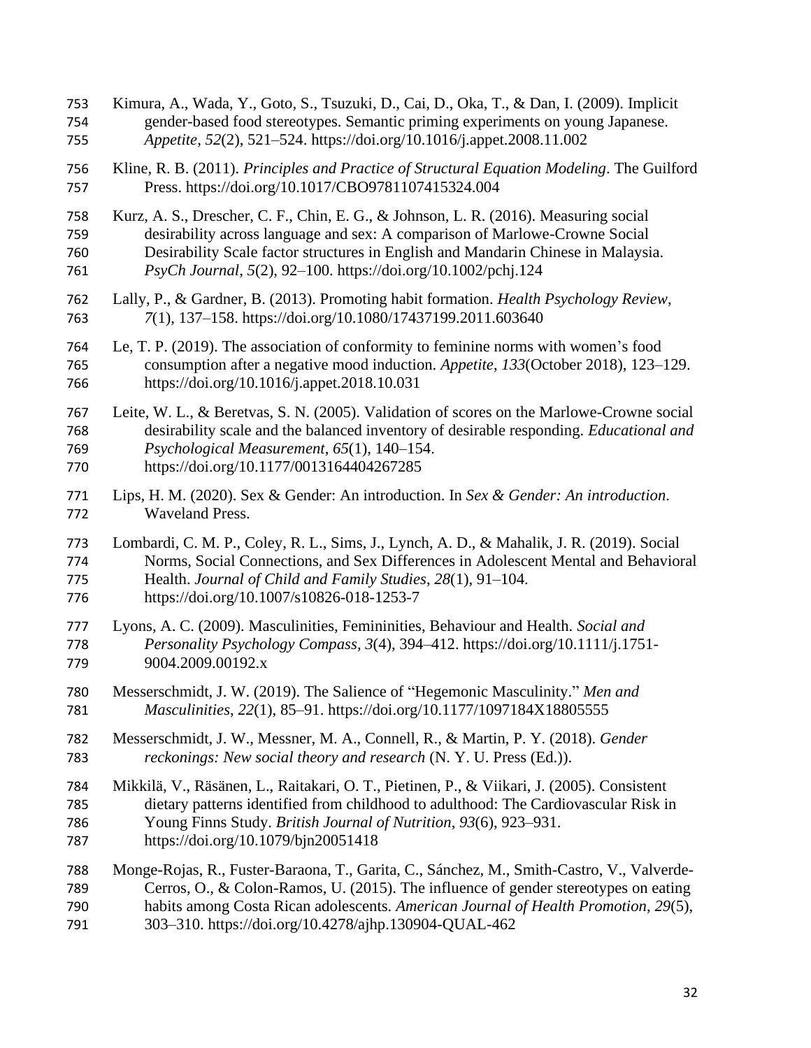Kimura, A., Wada, Y., Goto, S., Tsuzuki, D., Cai, D., Oka, T., & Dan, I. (2009). Implicit gender-based food stereotypes. Semantic priming experiments on young Japanese. *Appetite*, *52*(2), 521–524. https://doi.org/10.1016/j.appet.2008.11.002

Kline, R. B. (2011). *Principles and Practice of Structural Equation Modeling*. The Guilford Press. https://doi.org/10.1017/CBO9781107415324.004

Kurz, A. S., Drescher, C. F., Chin, E. G., & Johnson, L. R. (2016). Measuring social desirability across language and sex: A comparison of Marlowe-Crowne Social Desirability Scale factor structures in English and Mandarin Chinese in Malaysia. *PsyCh Journal*, *5*(2), 92–100. https://doi.org/10.1002/pchj.124

Lally, P., & Gardner, B. (2013). Promoting habit formation. *Health Psychology Review*, *7*(1), 137–158. https://doi.org/10.1080/17437199.2011.603640

Le, T. P. (2019). The association of conformity to feminine norms with women's food consumption after a negative mood induction. *Appetite*, *133*(October 2018), 123–129. https://doi.org/10.1016/j.appet.2018.10.031

Leite, W. L., & Beretvas, S. N. (2005). Validation of scores on the Marlowe-Crowne social desirability scale and the balanced inventory of desirable responding. *Educational and Psychological Measurement*, *65*(1), 140–154. https://doi.org/10.1177/0013164404267285

Lips, H. M. (2020). Sex & Gender: An introduction. In *Sex & Gender: An introduction*. Waveland Press.

Lombardi, C. M. P., Coley, R. L., Sims, J., Lynch, A. D., & Mahalik, J. R. (2019). Social Norms, Social Connections, and Sex Differences in Adolescent Mental and Behavioral Health. *Journal of Child and Family Studies*, *28*(1), 91–104. https://doi.org/10.1007/s10826-018-1253-7

Lyons, A. C. (2009). Masculinities, Femininities, Behaviour and Health. *Social and Personality Psychology Compass*, *3*(4), 394–412. https://doi.org/10.1111/j.1751-9004.2009.00192.x

Messerschmidt, J. W. (2019). The Salience of "Hegemonic Masculinity." *Men and Masculinities*, *22*(1), 85–91. https://doi.org/10.1177/1097184X18805555

Messerschmidt, J. W., Messner, M. A., Connell, R., & Martin, P. Y. (2018). *Gender reckonings: New social theory and research* (N. Y. U. Press (Ed.)).

Mikkilä, V., Räsänen, L., Raitakari, O. T., Pietinen, P., & Viikari, J. (2005). Consistent dietary patterns identified from childhood to adulthood: The Cardiovascular Risk in Young Finns Study. *British Journal of Nutrition*, *93*(6), 923–931. https://doi.org/10.1079/bjn20051418

Monge-Rojas, R., Fuster-Baraona, T., Garita, C., Sánchez, M., Smith-Castro, V., Valverde-Cerros, O., & Colon-Ramos, U. (2015). The influence of gender stereotypes on eating habits among Costa Rican adolescents. *American Journal of Health Promotion*, *29*(5), 303–310. https://doi.org/10.4278/ajhp.130904-QUAL-462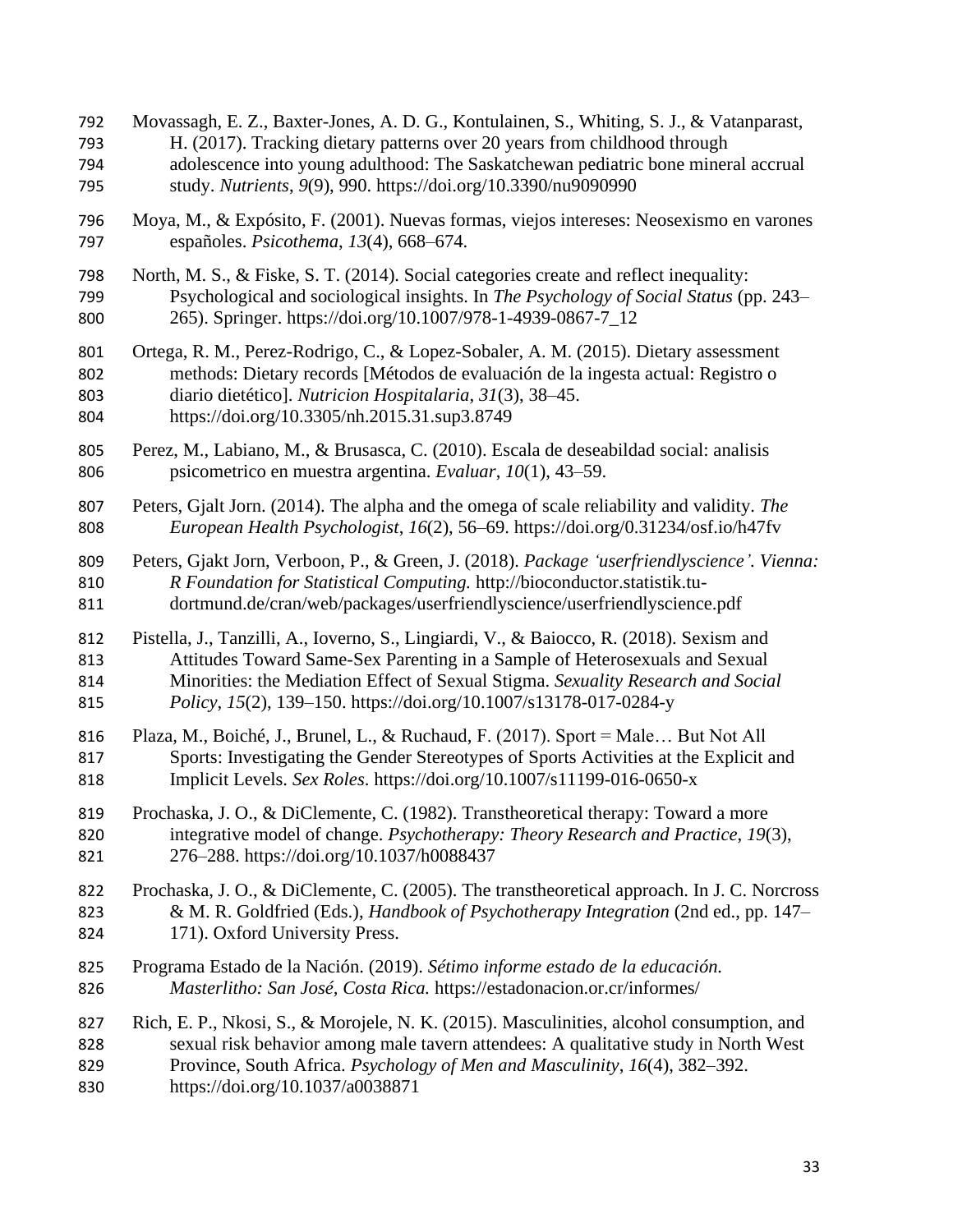Movassagh, E. Z., Baxter-Jones, A. D. G., Kontulainen, S., Whiting, S. J., & Vatanparast, H. (2017). Tracking dietary patterns over 20 years from childhood through adolescence into young adulthood: The Saskatchewan pediatric bone mineral accrual study. *Nutrients*, *9*(9), 990. https://doi.org/10.3390/nu9090990

Moya, M., & Expósito, F. (2001). Nuevas formas, viejos intereses: Neosexismo en varones españoles. *Psicothema*, *13*(4), 668–674.

North, M. S., & Fiske, S. T. (2014). Social categories create and reflect inequality: Psychological and sociological insights. In *The Psychology of Social Status* (pp. 243–265). Springer. https://doi.org/10.1007/978-1-4939-0867-7_12

Ortega, R. M., Perez-Rodrigo, C., & Lopez-Sobaler, A. M. (2015). Dietary assessment methods: Dietary records [Métodos de evaluación de la ingesta actual: Registro o diario dietético]. *Nutricion Hospitalaria*, *31*(3), 38–45. https://doi.org/10.3305/nh.2015.31.sup3.8749

Perez, M., Labiano, M., & Brusasca, C. (2010). Escala de deseabildad social: analisis psicometrico en muestra argentina. *Evaluar*, *10*(1), 43–59.

Peters, Gjalt Jorn. (2014). The alpha and the omega of scale reliability and validity. *The European Health Psychologist*, *16*(2), 56–69. https://doi.org/0.31234/osf.io/h47fv

Peters, Gjakt Jorn, Verboon, P., & Green, J. (2018). *Package 'userfriendlyscience'. Vienna: R Foundation for Statistical Computing.* http://bioconductor.statistik.tu-dortmund.de/cran/web/packages/userfriendlyscience/userfriendlyscience.pdf

Pistella, J., Tanzilli, A., Ioverno, S., Lingiardi, V., & Baiocco, R. (2018). Sexism and Attitudes Toward Same-Sex Parenting in a Sample of Heterosexuals and Sexual Minorities: the Mediation Effect of Sexual Stigma. *Sexuality Research and Social Policy*, *15*(2), 139–150. https://doi.org/10.1007/s13178-017-0284-y

Plaza, M., Boiché, J., Brunel, L., & Ruchaud, F. (2017). Sport = Male… But Not All Sports: Investigating the Gender Stereotypes of Sports Activities at the Explicit and Implicit Levels. *Sex Roles*. https://doi.org/10.1007/s11199-016-0650-x

Prochaska, J. O., & DiClemente, C. (1982). Transtheoretical therapy: Toward a more integrative model of change. *Psychotherapy: Theory Research and Practice*, *19*(3), 276–288. https://doi.org/10.1037/h0088437

Prochaska, J. O., & DiClemente, C. (2005). The transtheoretical approach. In J. C. Norcross & M. R. Goldfried (Eds.), *Handbook of Psychotherapy Integration* (2nd ed., pp. 147–171). Oxford University Press.

Programa Estado de la Nación. (2019). *Sétimo informe estado de la educación. Masterlitho: San José, Costa Rica.* https://estadonacion.or.cr/informes/

Rich, E. P., Nkosi, S., & Morojele, N. K. (2015). Masculinities, alcohol consumption, and sexual risk behavior among male tavern attendees: A qualitative study in North West Province, South Africa. *Psychology of Men and Masculinity*, *16*(4), 382–392. https://doi.org/10.1037/a0038871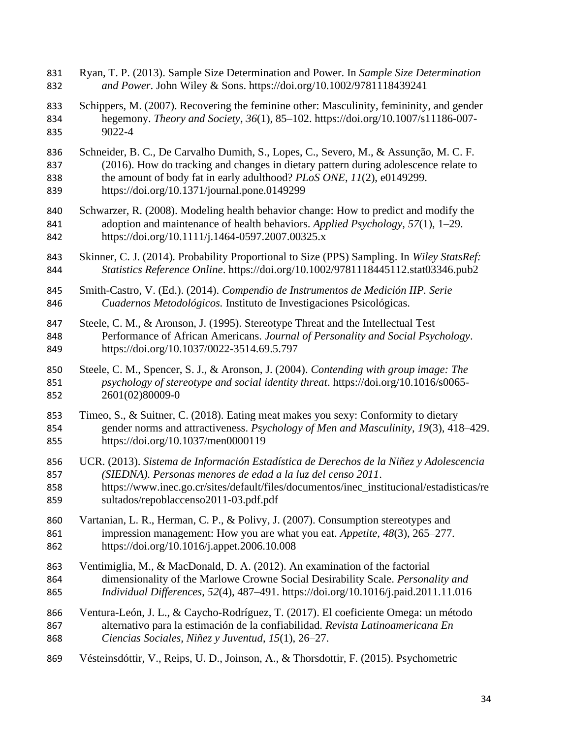Ryan, T. P. (2013). Sample Size Determination and Power. In *Sample Size Determination and Power*. John Wiley & Sons. https://doi.org/10.1002/9781118439241

Schippers, M. (2007). Recovering the feminine other: Masculinity, femininity, and gender hegemony. *Theory and Society*, *36*(1), 85–102. https://doi.org/10.1007/s11186-007-9022-4

Schneider, B. C., De Carvalho Dumith, S., Lopes, C., Severo, M., & Assunção, M. C. F. (2016). How do tracking and changes in dietary pattern during adolescence relate to the amount of body fat in early adulthood? *PLoS ONE*, *11*(2), e0149299. https://doi.org/10.1371/journal.pone.0149299

Schwarzer, R. (2008). Modeling health behavior change: How to predict and modify the adoption and maintenance of health behaviors. *Applied Psychology*, *57*(1), 1–29. https://doi.org/10.1111/j.1464-0597.2007.00325.x

Skinner, C. J. (2014). Probability Proportional to Size (PPS) Sampling. In *Wiley StatsRef: Statistics Reference Online*. https://doi.org/10.1002/9781118445112.stat03346.pub2

Smith-Castro, V. (Ed.). (2014). *Compendio de Instrumentos de Medición IIP. Serie Cuadernos Metodológicos.* Instituto de Investigaciones Psicológicas.

Steele, C. M., & Aronson, J. (1995). Stereotype Threat and the Intellectual Test Performance of African Americans. *Journal of Personality and Social Psychology*. https://doi.org/10.1037/0022-3514.69.5.797

Steele, C. M., Spencer, S. J., & Aronson, J. (2004). *Contending with group image: The psychology of stereotype and social identity threat*. https://doi.org/10.1016/s0065-2601(02)80009-0

Timeo, S., & Suitner, C. (2018). Eating meat makes you sexy: Conformity to dietary gender norms and attractiveness. *Psychology of Men and Masculinity*, *19*(3), 418–429. https://doi.org/10.1037/men0000119

UCR. (2013). *Sistema de Información Estadística de Derechos de la Niñez y Adolescencia (SIEDNA). Personas menores de edad a la luz del censo 2011*. https://www.inec.go.cr/sites/default/files/documentos/inec_institucional/estadisticas/resultados/repoblaccenso2011-03.pdf.pdf

Vartanian, L. R., Herman, C. P., & Polivy, J. (2007). Consumption stereotypes and impression management: How you are what you eat. *Appetite*, *48*(3), 265–277. https://doi.org/10.1016/j.appet.2006.10.008

Ventimiglia, M., & MacDonald, D. A. (2012). An examination of the factorial dimensionality of the Marlowe Crowne Social Desirability Scale. *Personality and Individual Differences*, *52*(4), 487–491. https://doi.org/10.1016/j.paid.2011.11.016

Ventura-León, J. L., & Caycho-Rodríguez, T. (2017). El coeficiente Omega: un método alternativo para la estimación de la confiabilidad. *Revista Latinoamericana En Ciencias Sociales, Niñez y Juventud*, *15*(1), 26–27.

Vésteinsdóttir, V., Reips, U. D., Joinson, A., & Thorsdottir, F. (2015). Psychometric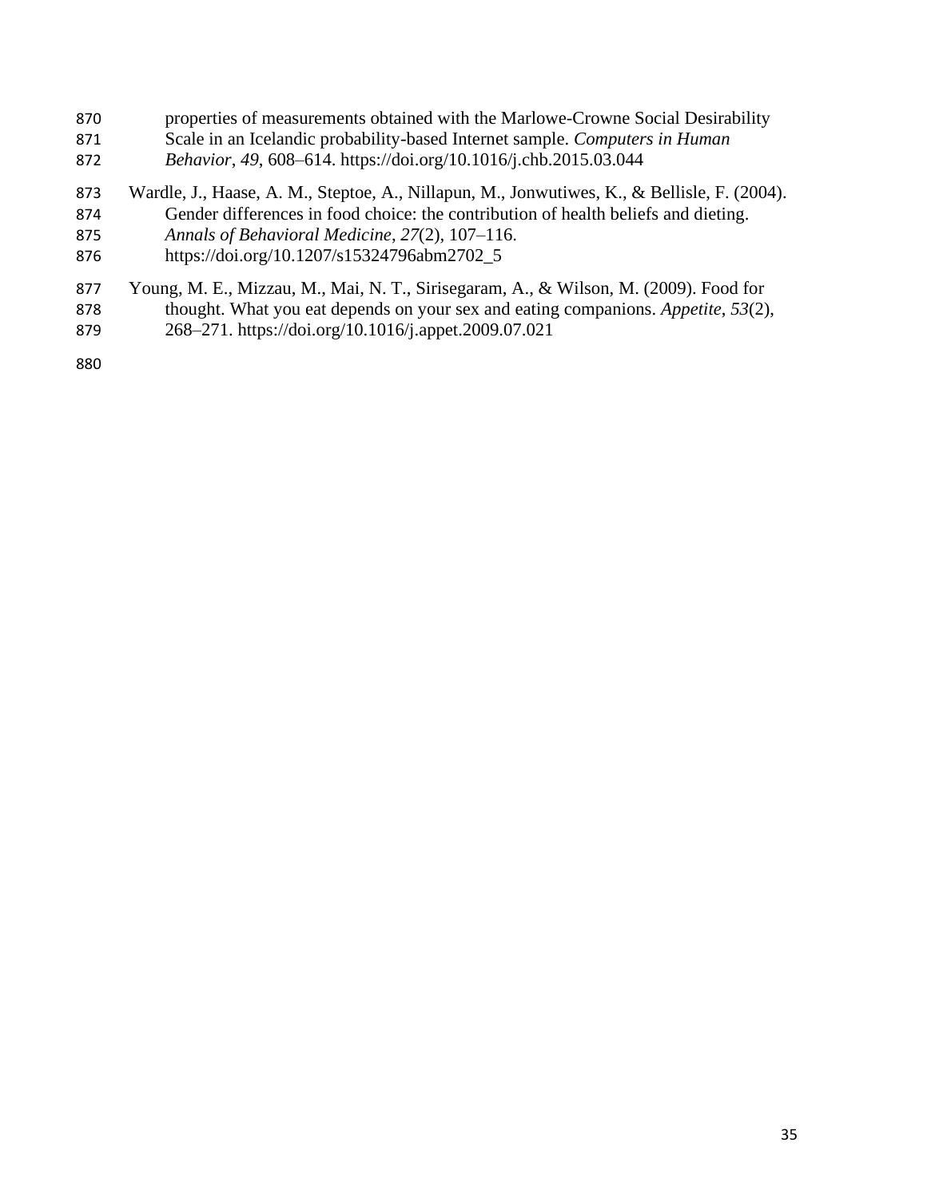properties of measurements obtained with the Marlowe-Crowne Social Desirability Scale in an Icelandic probability-based Internet sample. *Computers in Human Behavior*, *49*, 608–614. https://doi.org/10.1016/j.chb.2015.03.044

Wardle, J., Haase, A. M., Steptoe, A., Nillapun, M., Jonwutiwes, K., & Bellisle, F. (2004). Gender differences in food choice: the contribution of health beliefs and dieting. *Annals of Behavioral Medicine*, *27*(2), 107–116. https://doi.org/10.1207/s15324796abm2702_5

Young, M. E., Mizzau, M., Mai, N. T., Sirisegaram, A., & Wilson, M. (2009). Food for thought. What you eat depends on your sex and eating companions. *Appetite*, *53*(2), 268–271. https://doi.org/10.1016/j.appet.2009.07.021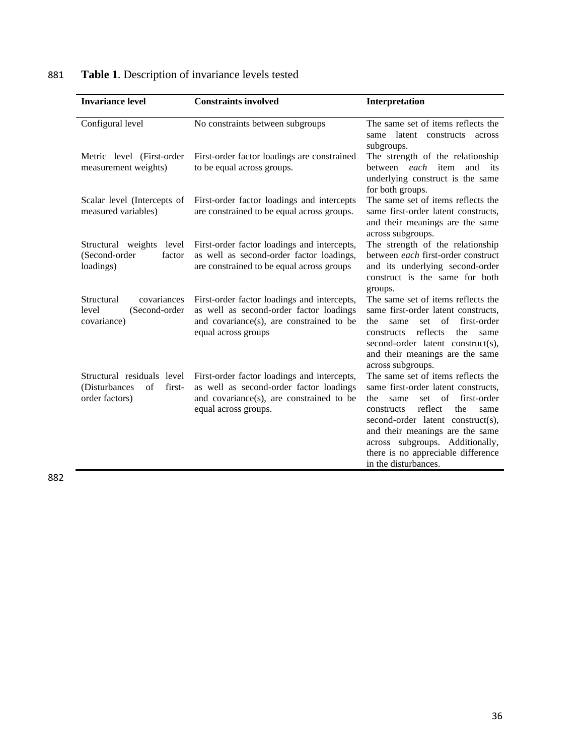**Table 1**. Description of invariance levels tested

| Invariance level | Constraints involved | Interpretation |
|---|---|---|
| Configural level | No constraints between subgroups | The same set of items reflects the same latent constructs across subgroups. |
| Metric level (First-order measurement weights) | First-order factor loadings are constrained to be equal across groups. | The strength of the relationship between *each* item and its underlying construct is the same for both groups. |
| Scalar level (Intercepts of measured variables) | First-order factor loadings and intercepts are constrained to be equal across groups. | The same set of items reflects the same first-order latent constructs, and their meanings are the same across subgroups. |
| Structural weights level (Second-order factor loadings) | First-order factor loadings and intercepts, as well as second-order factor loadings, are constrained to be equal across groups | The strength of the relationship between *each* first-order construct and its underlying second-order construct is the same for both groups. |
| Structural covariances level (Second-order covariance) | First-order factor loadings and intercepts, as well as second-order factor loadings and covariance(s), are constrained to be equal across groups | The same set of items reflects the same first-order latent constructs, the same set of first-order constructs reflects the same second-order latent construct(s), and their meanings are the same across subgroups. |
| Structural residuals level (Disturbances of first-order factors) | First-order factor loadings and intercepts, as well as second-order factor loadings and covariance(s), are constrained to be equal across groups. | The same set of items reflects the same first-order latent constructs, the same set of first-order constructs reflect the same second-order latent construct(s), and their meanings are the same across subgroups. Additionally, there is no appreciable difference in the disturbances. |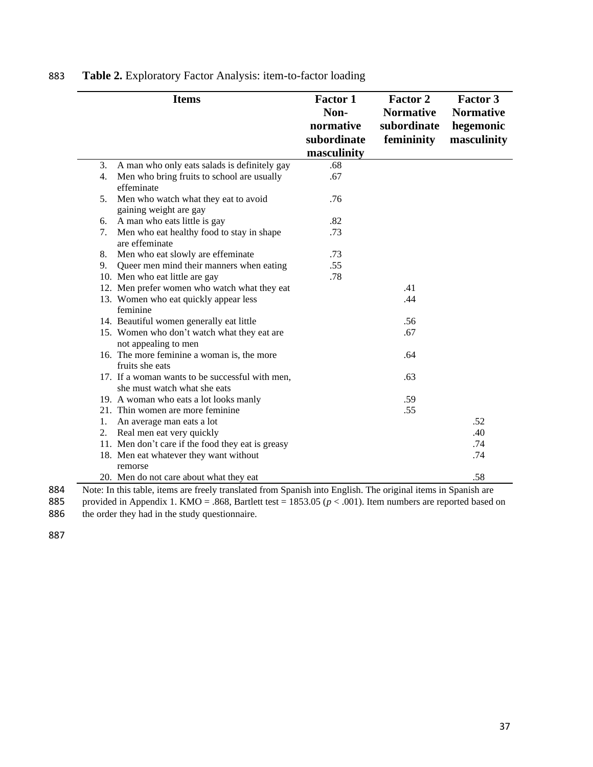**Table 2.** Exploratory Factor Analysis: item-to-factor loading

| Items | Factor 1 Non-normative subordinate masculinity | Factor 2 Normative subordinate femininity | Factor 3 Normative hegemonic masculinity |
|---|---|---|---|
| 3. A man who only eats salads is definitely gay | .68 | | |
| 4. Men who bring fruits to school are usually effeminate | .67 | | |
| 5. Men who watch what they eat to avoid gaining weight are gay | .76 | | |
| 6. A man who eats little is gay | .82 | | |
| 7. Men who eat healthy food to stay in shape are effeminate | .73 | | |
| 8. Men who eat slowly are effeminate | .73 | | |
| 9. Queer men mind their manners when eating | .55 | | |
| 10. Men who eat little are gay | .78 | | |
| 12. Men prefer women who watch what they eat | | .41 | |
| 13. Women who eat quickly appear less feminine | | .44 | |
| 14. Beautiful women generally eat little | | .56 | |
| 15. Women who don't watch what they eat are not appealing to men | | .67 | |
| 16. The more feminine a woman is, the more fruits she eats | | .64 | |
| 17. If a woman wants to be successful with men, she must watch what she eats | | .63 | |
| 19. A woman who eats a lot looks manly | | .59 | |
| 21. Thin women are more feminine | | .55 | |
| 1. An average man eats a lot | | | .52 |
| 2. Real men eat very quickly | | | .40 |
| 11. Men don't care if the food they eat is greasy | | | .74 |
| 18. Men eat whatever they want without remorse | | | .74 |
| 20. Men do not care about what they eat | | | .58 |

Note: In this table, items are freely translated from Spanish into English. The original items in Spanish are provided in Appendix 1. KMO = .868, Bartlett test = 1853.05 ($p < .001$). Item numbers are reported based on the order they had in the study questionnaire.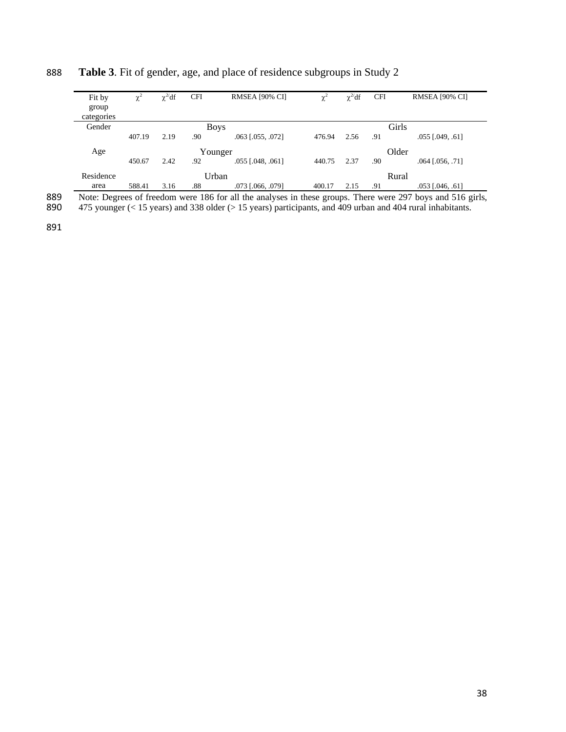**Table 3**. Fit of gender, age, and place of residence subgroups in Study 2

| Fit by group categories | $\chi^2$ | $\chi^2$/df | CFI | RMSEA [90% CI] | $\chi^2$ | $\chi^2$/df | CFI | RMSEA [90% CI] |
|---|---|---|---|---|---|---|---|---|
| Gender | Boys | | | | Girls | | | |
| | 407.19 | 2.19 | .90 | .063 [.055, .072] | 476.94 | 2.56 | .91 | .055 [.049, .61] |
| Age | Younger | | | | Older | | | |
| | 450.67 | 2.42 | .92 | .055 [.048, .061] | 440.75 | 2.37 | .90 | .064 [.056, .71] |
| Residence area | Urban | | | | Rural | | | |
| | 588.41 | 3.16 | .88 | .073 [.066, .079] | 400.17 | 2.15 | .91 | .053 [.046, .61] |

Note: Degrees of freedom were 186 for all the analyses in these groups. There were 297 boys and 516 girls, 475 younger (< 15 years) and 338 older (> 15 years) participants, and 409 urban and 404 rural inhabitants.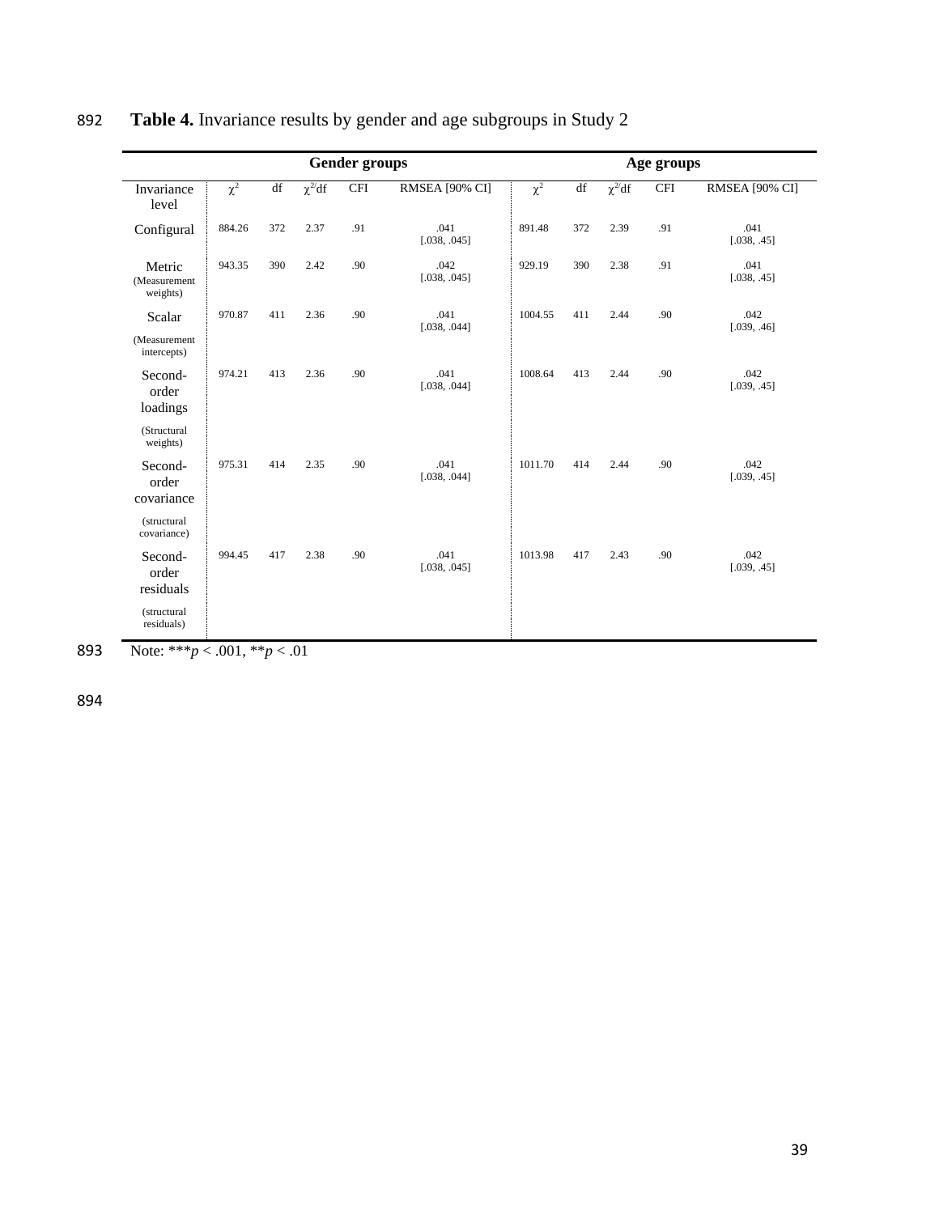**Table 4.** Invariance results by gender and age subgroups in Study 2

| | Gender groups | | | | | Age groups | | | | |
|---|---|---|---|---|---|---|---|---|---|---|
| Invariance level | $\chi^2$ | df | $\chi^2$/df | CFI | RMSEA [90% CI] | $\chi^2$ | df | $\chi^2$/df | CFI | RMSEA [90% CI] |
| Configural | 884.26 | 372 | 2.37 | .91 | .041 [.038, .045] | 891.48 | 372 | 2.39 | .91 | .041 [.038, .45] |
| Metric (Measurement weights) | 943.35 | 390 | 2.42 | .90 | .042 [.038, .045] | 929.19 | 390 | 2.38 | .91 | .041 [.038, .45] |
| Scalar (Measurement intercepts) | 970.87 | 411 | 2.36 | .90 | .041 [.038, .044] | 1004.55 | 411 | 2.44 | .90 | .042 [.039, .46] |
| Second-order loadings (Structural weights) | 974.21 | 413 | 2.36 | .90 | .041 [.038, .044] | 1008.64 | 413 | 2.44 | .90 | .042 [.039, .45] |
| Second-order covariance (structural covariance) | 975.31 | 414 | 2.35 | .90 | .041 [.038, .044] | 1011.70 | 414 | 2.44 | .90 | .042 [.039, .45] |
| Second-order residuals (structural residuals) | 994.45 | 417 | 2.38 | .90 | .041 [.038, .045] | 1013.98 | 417 | 2.43 | .90 | .042 [.039, .45] |

Note: \*\*\*$p < .001$, \*\*$p < .01$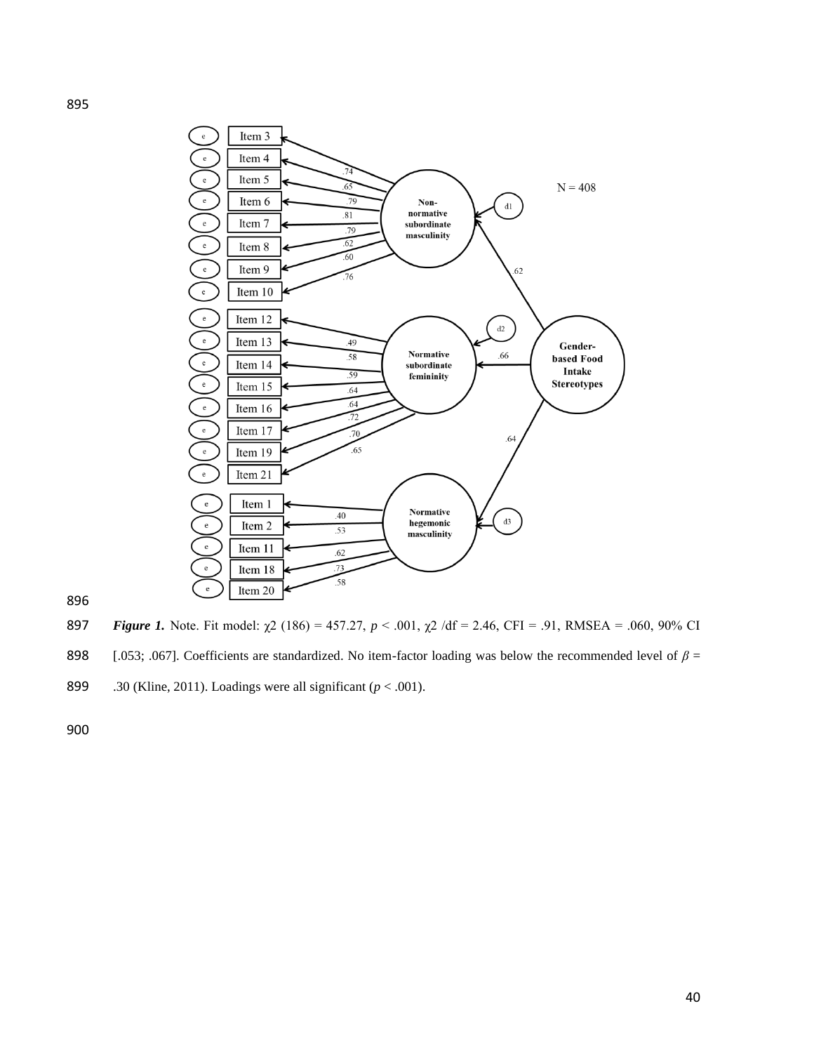*Figure 1.* Note. Fit model: $\chi 2$ (186) = 457.27, $p < .001$, $\chi 2$ /df = 2.46, CFI = .91, RMSEA = .060, 90% CI [.053; .067]. Coefficients are standardized. No item-factor loading was below the recommended level of $\beta$ = .30 (Kline, 2011). Loadings were all significant ($p < .001$).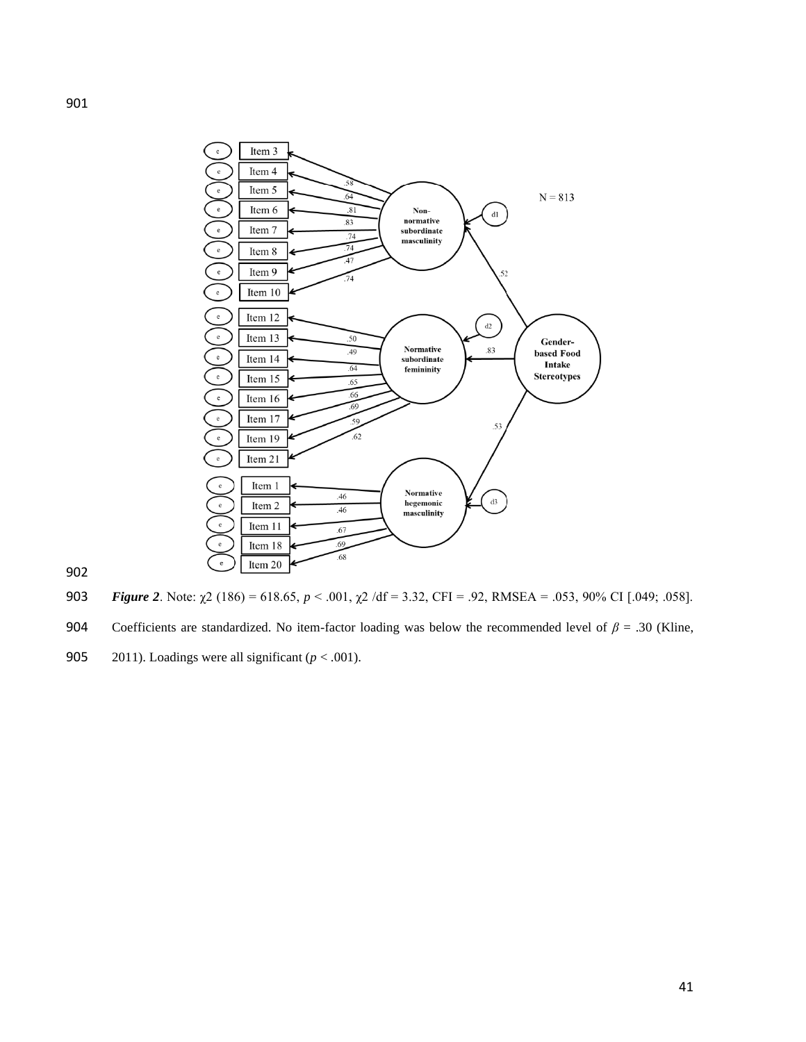Item 3
Item 4
Item 5
Item 6
Item 7
Item 8
Item 9
Item 10
Item 12
Item 13
Item 14
Item 15
Item 16
Item 17
Item 19
Item 21
Item 1
Item 2
Item 11
Item 18
Item 20

e

.58
.64
.81
.83
.74
.74
.47
.74

Non-normative subordinate masculinity

d1

N = 813

.52

.50
.49
.64
.65
.66
.69
.59
.62

Normative subordinate femininity

d2

.83

Gender-based Food Intake Stereotypes

.53

.46
.46
.67
.69
.68

Normative hegemonic masculinity

d3

***Figure 2***. Note: χ2 (186) = 618.65, *p* < .001, χ2 /df = 3.32, CFI = .92, RMSEA = .053, 90% CI [.049; .058]. Coefficients are standardized. No item-factor loading was below the recommended level of $\beta$ = .30 (Kline, 2011). Loadings were all significant (*p* < .001).